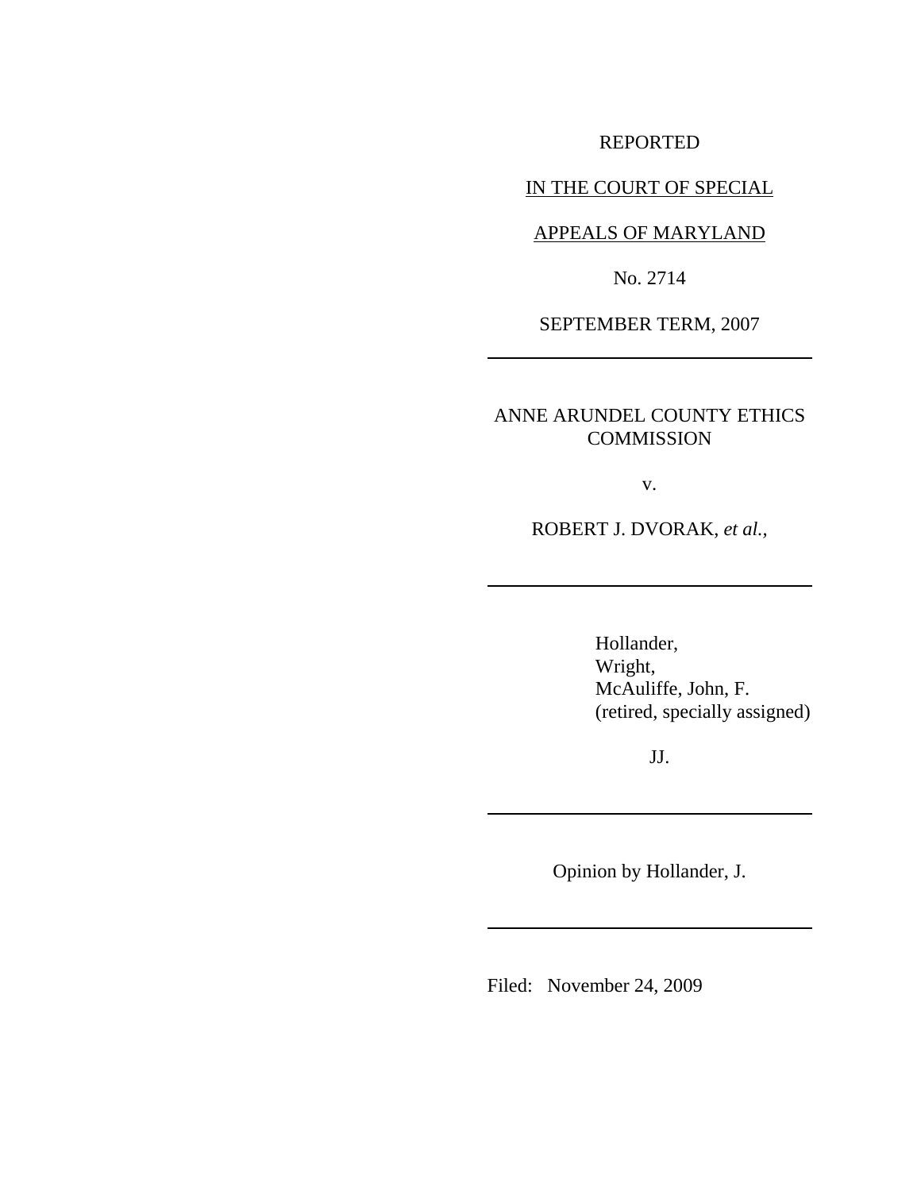REPORTED

IN THE COURT OF SPECIAL

APPEALS OF MARYLAND

No. 2714

SEPTEMBER TERM, 2007

---

ANNE ARUNDEL COUNTY ETHICS COMMISSION

v.

ROBERT J. DVORAK, *et al.*,

---

Hollander,
Wright,
McAuliffe, John, F.
(retired, specially assigned)

JJ.

---

Opinion by Hollander, J.

---

Filed: November 24, 2009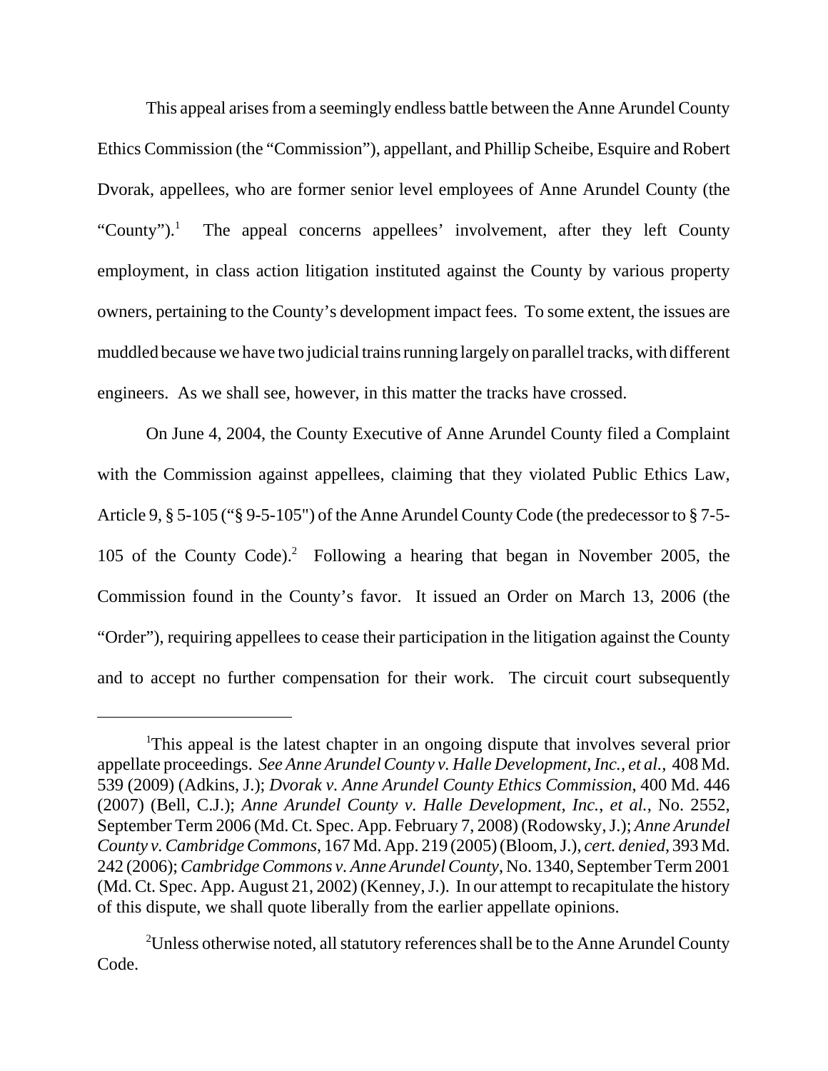This appeal arises from a seemingly endless battle between the Anne Arundel County Ethics Commission (the "Commission"), appellant, and Phillip Scheibe, Esquire and Robert Dvorak, appellees, who are former senior level employees of Anne Arundel County (the "County").[1] The appeal concerns appellees' involvement, after they left County employment, in class action litigation instituted against the County by various property owners, pertaining to the County's development impact fees. To some extent, the issues are muddled because we have two judicial trains running largely on parallel tracks, with different engineers. As we shall see, however, in this matter the tracks have crossed.

On June 4, 2004, the County Executive of Anne Arundel County filed a Complaint with the Commission against appellees, claiming that they violated Public Ethics Law, Article 9, § 5-105 ("§ 9-5-105") of the Anne Arundel County Code (the predecessor to § 7-5-105 of the County Code).[2] Following a hearing that began in November 2005, the Commission found in the County's favor. It issued an Order on March 13, 2006 (the "Order"), requiring appellees to cease their participation in the litigation against the County and to accept no further compensation for their work. The circuit court subsequently

---

[1]This appeal is the latest chapter in an ongoing dispute that involves several prior appellate proceedings. *See Anne Arundel County v. Halle Development, Inc., et al.*, 408 Md. 539 (2009) (Adkins, J.); *Dvorak v. Anne Arundel County Ethics Commission*, 400 Md. 446 (2007) (Bell, C.J.); *Anne Arundel County v. Halle Development, Inc., et al.*, No. 2552, September Term 2006 (Md. Ct. Spec. App. February 7, 2008) (Rodowsky, J.); *Anne Arundel County v. Cambridge Commons*, 167 Md. App. 219 (2005) (Bloom, J.), *cert. denied*, 393 Md. 242 (2006); *Cambridge Commons v. Anne Arundel County*, No. 1340, September Term 2001 (Md. Ct. Spec. App. August 21, 2002) (Kenney, J.). In our attempt to recapitulate the history of this dispute, we shall quote liberally from the earlier appellate opinions.

[2]Unless otherwise noted, all statutory references shall be to the Anne Arundel County Code.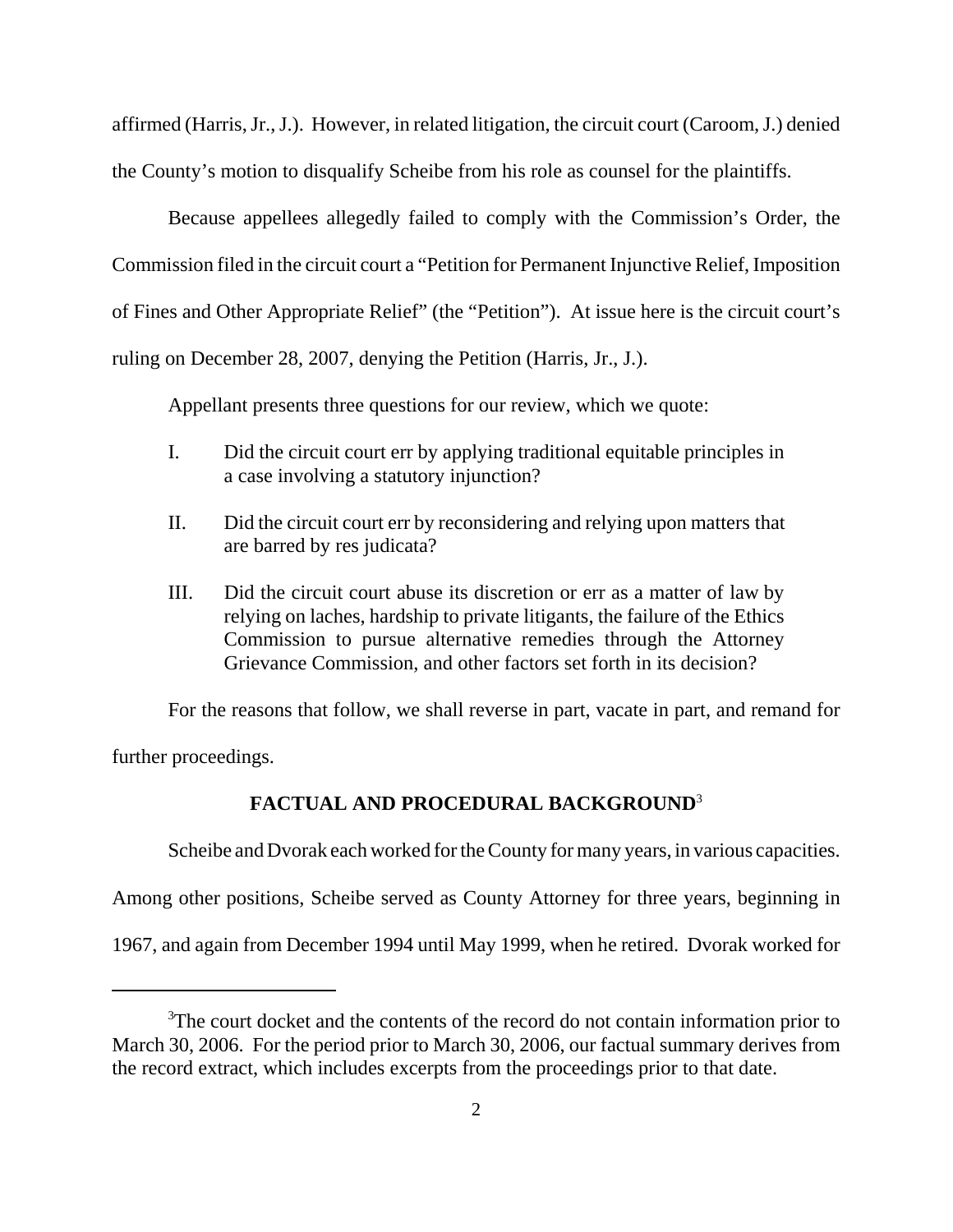affirmed (Harris, Jr., J.). However, in related litigation, the circuit court (Caroom, J.) denied the County's motion to disqualify Scheibe from his role as counsel for the plaintiffs.

Because appellees allegedly failed to comply with the Commission's Order, the Commission filed in the circuit court a "Petition for Permanent Injunctive Relief, Imposition of Fines and Other Appropriate Relief" (the "Petition"). At issue here is the circuit court's ruling on December 28, 2007, denying the Petition (Harris, Jr., J.).

Appellant presents three questions for our review, which we quote:

> I. Did the circuit court err by applying traditional equitable principles in a case involving a statutory injunction?
>
> II. Did the circuit court err by reconsidering and relying upon matters that are barred by res judicata?
>
> III. Did the circuit court abuse its discretion or err as a matter of law by relying on laches, hardship to private litigants, the failure of the Ethics Commission to pursue alternative remedies through the Attorney Grievance Commission, and other factors set forth in its decision?

For the reasons that follow, we shall reverse in part, vacate in part, and remand for further proceedings.

## FACTUAL AND PROCEDURAL BACKGROUND[3]

Scheibe and Dvorak each worked for the County for many years, in various capacities. Among other positions, Scheibe served as County Attorney for three years, beginning in 1967, and again from December 1994 until May 1999, when he retired. Dvorak worked for

---

[3]The court docket and the contents of the record do not contain information prior to March 30, 2006. For the period prior to March 30, 2006, our factual summary derives from the record extract, which includes excerpts from the proceedings prior to that date.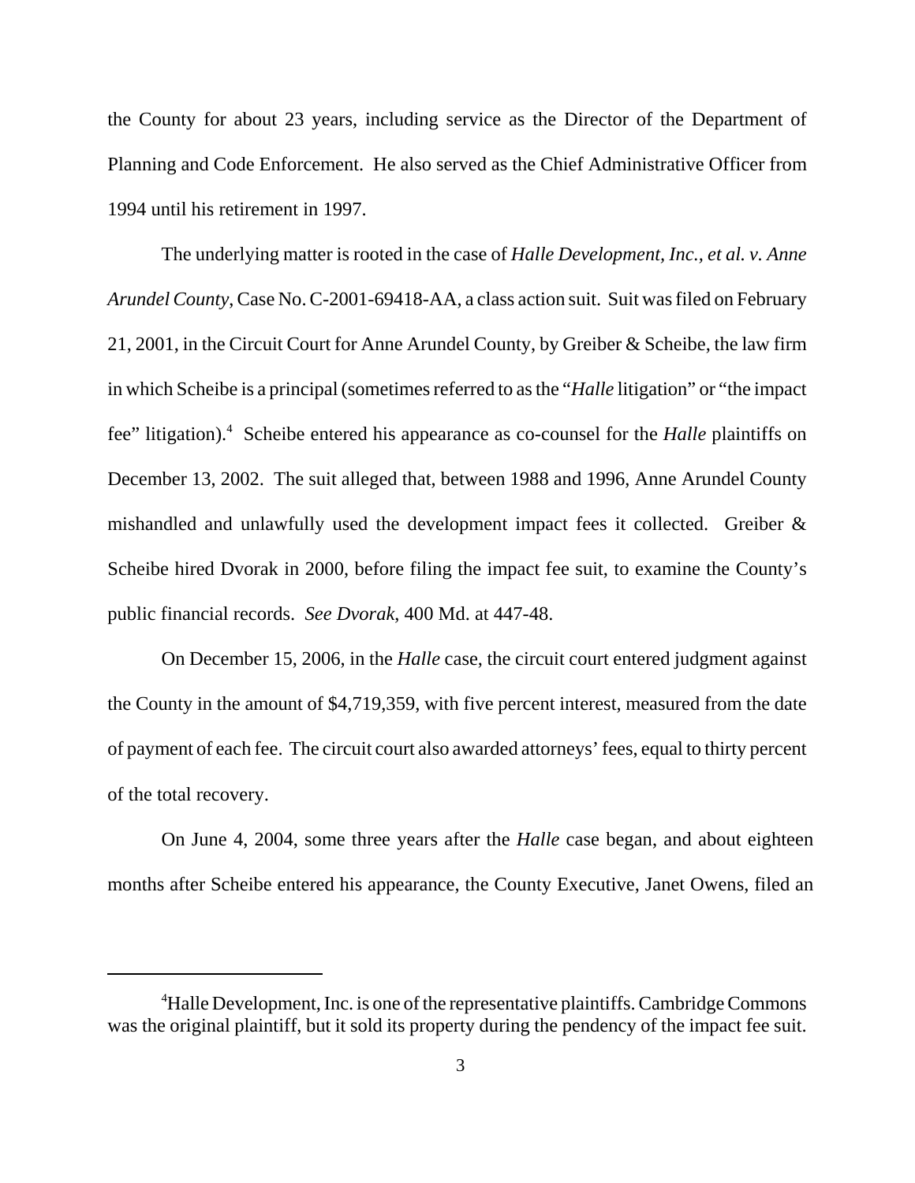the County for about 23 years, including service as the Director of the Department of Planning and Code Enforcement. He also served as the Chief Administrative Officer from 1994 until his retirement in 1997.

The underlying matter is rooted in the case of *Halle Development, Inc., et al. v. Anne Arundel County*, Case No. C-2001-69418-AA, a class action suit. Suit was filed on February 21, 2001, in the Circuit Court for Anne Arundel County, by Greiber & Scheibe, the law firm in which Scheibe is a principal (sometimes referred to as the "*Halle* litigation" or "the impact fee" litigation).[4] Scheibe entered his appearance as co-counsel for the *Halle* plaintiffs on December 13, 2002. The suit alleged that, between 1988 and 1996, Anne Arundel County mishandled and unlawfully used the development impact fees it collected. Greiber & Scheibe hired Dvorak in 2000, before filing the impact fee suit, to examine the County's public financial records. *See Dvorak*, 400 Md. at 447-48.

On December 15, 2006, in the *Halle* case, the circuit court entered judgment against the County in the amount of $4,719,359, with five percent interest, measured from the date of payment of each fee. The circuit court also awarded attorneys' fees, equal to thirty percent of the total recovery.

On June 4, 2004, some three years after the *Halle* case began, and about eighteen months after Scheibe entered his appearance, the County Executive, Janet Owens, filed an

---

[4]Halle Development, Inc. is one of the representative plaintiffs. Cambridge Commons was the original plaintiff, but it sold its property during the pendency of the impact fee suit.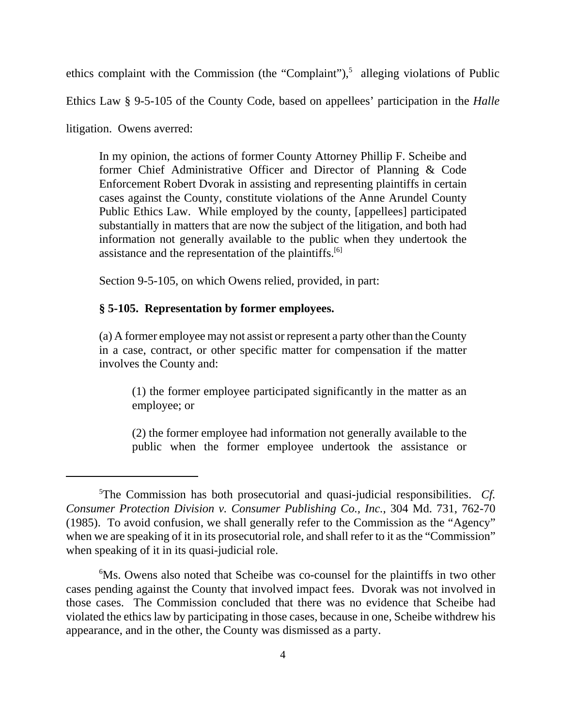ethics complaint with the Commission (the "Complaint"),[5] alleging violations of Public Ethics Law § 9-5-105 of the County Code, based on appellees' participation in the *Halle* litigation. Owens averred:

> In my opinion, the actions of former County Attorney Phillip F. Scheibe and former Chief Administrative Officer and Director of Planning & Code Enforcement Robert Dvorak in assisting and representing plaintiffs in certain cases against the County, constitute violations of the Anne Arundel County Public Ethics Law. While employed by the county, [appellees] participated substantially in matters that are now the subject of the litigation, and both had information not generally available to the public when they undertook the assistance and the representation of the plaintiffs.[6]

Section 9-5-105, on which Owens relied, provided, in part:

> **§ 5-105. Representation by former employees.**
>
> (a) A former employee may not assist or represent a party other than the County in a case, contract, or other specific matter for compensation if the matter involves the County and:
>
> > (1) the former employee participated significantly in the matter as an employee; or
> >
> > (2) the former employee had information not generally available to the public when the former employee undertook the assistance or

---

[5]The Commission has both prosecutorial and quasi-judicial responsibilities. *Cf. Consumer Protection Division v. Consumer Publishing Co., Inc.*, 304 Md. 731, 762-70 (1985). To avoid confusion, we shall generally refer to the Commission as the "Agency" when we are speaking of it in its prosecutorial role, and shall refer to it as the "Commission" when speaking of it in its quasi-judicial role.

[6]Ms. Owens also noted that Scheibe was co-counsel for the plaintiffs in two other cases pending against the County that involved impact fees. Dvorak was not involved in those cases. The Commission concluded that there was no evidence that Scheibe had violated the ethics law by participating in those cases, because in one, Scheibe withdrew his appearance, and in the other, the County was dismissed as a party.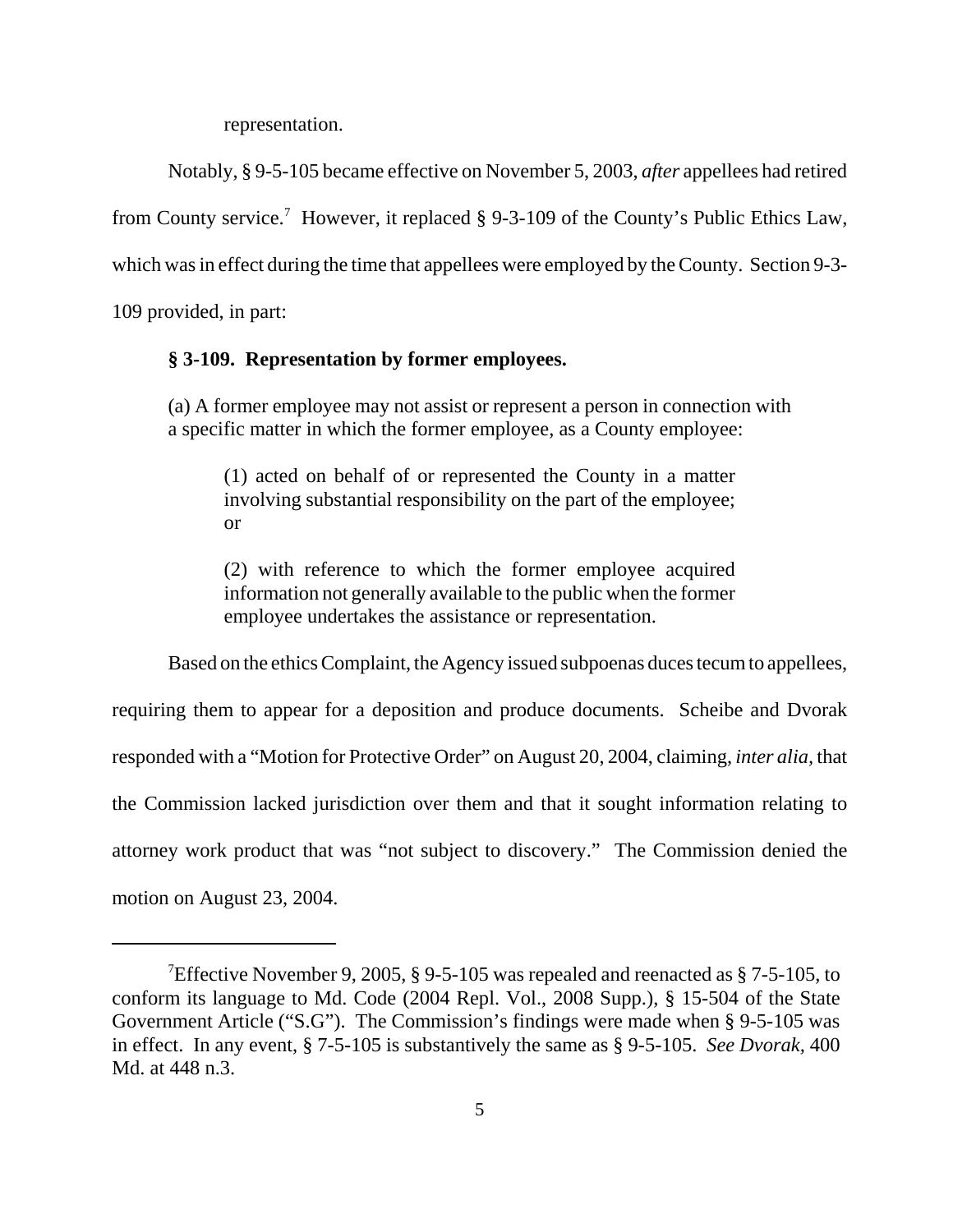representation.

Notably, § 9-5-105 became effective on November 5, 2003, *after* appellees had retired from County service.[7] However, it replaced § 9-3-109 of the County's Public Ethics Law, which was in effect during the time that appellees were employed by the County. Section 9-3-109 provided, in part:

> **§ 3-109. Representation by former employees.**
>
> (a) A former employee may not assist or represent a person in connection with a specific matter in which the former employee, as a County employee:
>
> > (1) acted on behalf of or represented the County in a matter involving substantial responsibility on the part of the employee; or
> >
> > (2) with reference to which the former employee acquired information not generally available to the public when the former employee undertakes the assistance or representation.

Based on the ethics Complaint, the Agency issued subpoenas duces tecum to appellees, requiring them to appear for a deposition and produce documents. Scheibe and Dvorak responded with a "Motion for Protective Order" on August 20, 2004, claiming, *inter alia,* that the Commission lacked jurisdiction over them and that it sought information relating to attorney work product that was "not subject to discovery." The Commission denied the motion on August 23, 2004.

---

[7] Effective November 9, 2005, § 9-5-105 was repealed and reenacted as § 7-5-105, to conform its language to Md. Code (2004 Repl. Vol., 2008 Supp.), § 15-504 of the State Government Article ("S.G"). The Commission's findings were made when § 9-5-105 was in effect. In any event, § 7-5-105 is substantively the same as § 9-5-105. *See Dvorak*, 400 Md. at 448 n.3.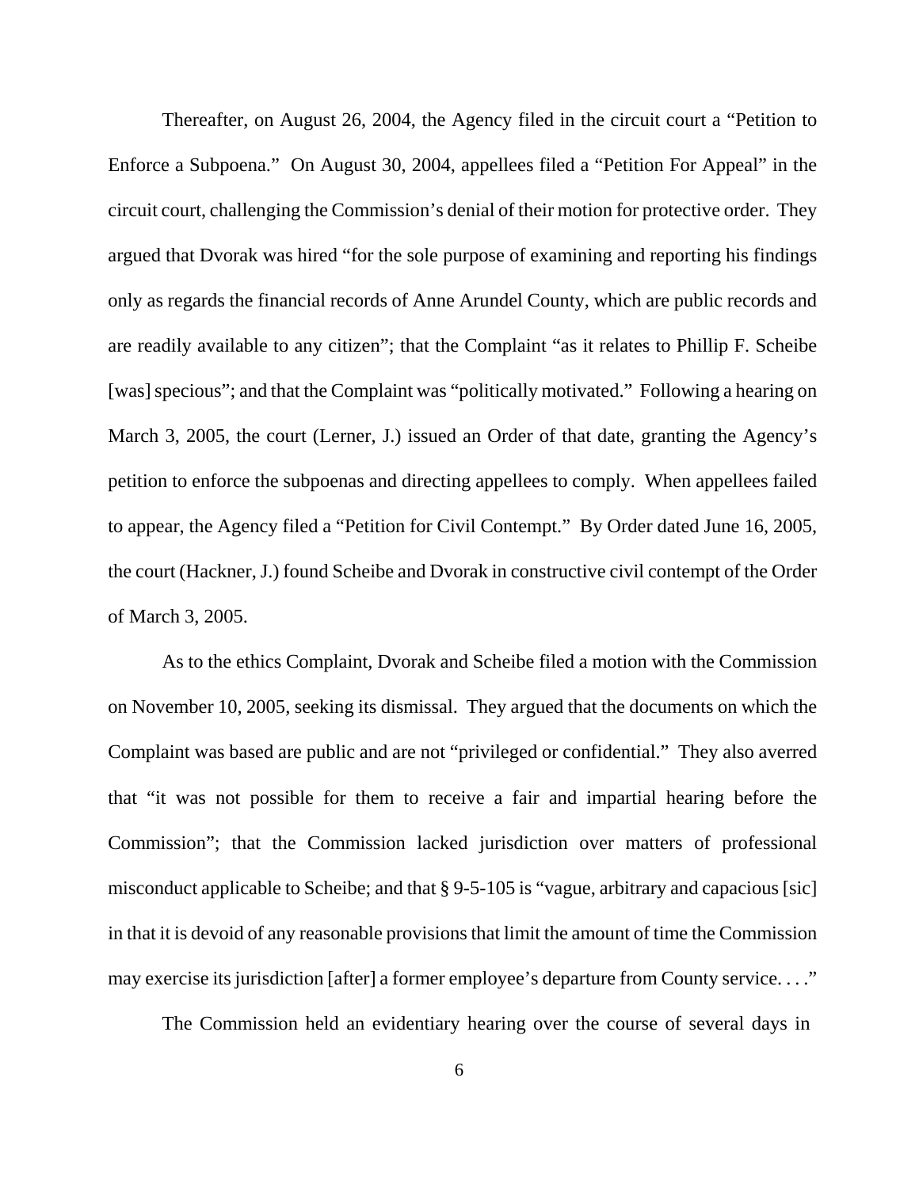Thereafter, on August 26, 2004, the Agency filed in the circuit court a "Petition to Enforce a Subpoena." On August 30, 2004, appellees filed a "Petition For Appeal" in the circuit court, challenging the Commission's denial of their motion for protective order. They argued that Dvorak was hired "for the sole purpose of examining and reporting his findings only as regards the financial records of Anne Arundel County, which are public records and are readily available to any citizen"; that the Complaint "as it relates to Phillip F. Scheibe [was] specious"; and that the Complaint was "politically motivated." Following a hearing on March 3, 2005, the court (Lerner, J.) issued an Order of that date, granting the Agency's petition to enforce the subpoenas and directing appellees to comply. When appellees failed to appear, the Agency filed a "Petition for Civil Contempt." By Order dated June 16, 2005, the court (Hackner, J.) found Scheibe and Dvorak in constructive civil contempt of the Order of March 3, 2005.

As to the ethics Complaint, Dvorak and Scheibe filed a motion with the Commission on November 10, 2005, seeking its dismissal. They argued that the documents on which the Complaint was based are public and are not "privileged or confidential." They also averred that "it was not possible for them to receive a fair and impartial hearing before the Commission"; that the Commission lacked jurisdiction over matters of professional misconduct applicable to Scheibe; and that § 9-5-105 is "vague, arbitrary and capacious [sic] in that it is devoid of any reasonable provisions that limit the amount of time the Commission may exercise its jurisdiction [after] a former employee's departure from County service. . . ."

The Commission held an evidentiary hearing over the course of several days in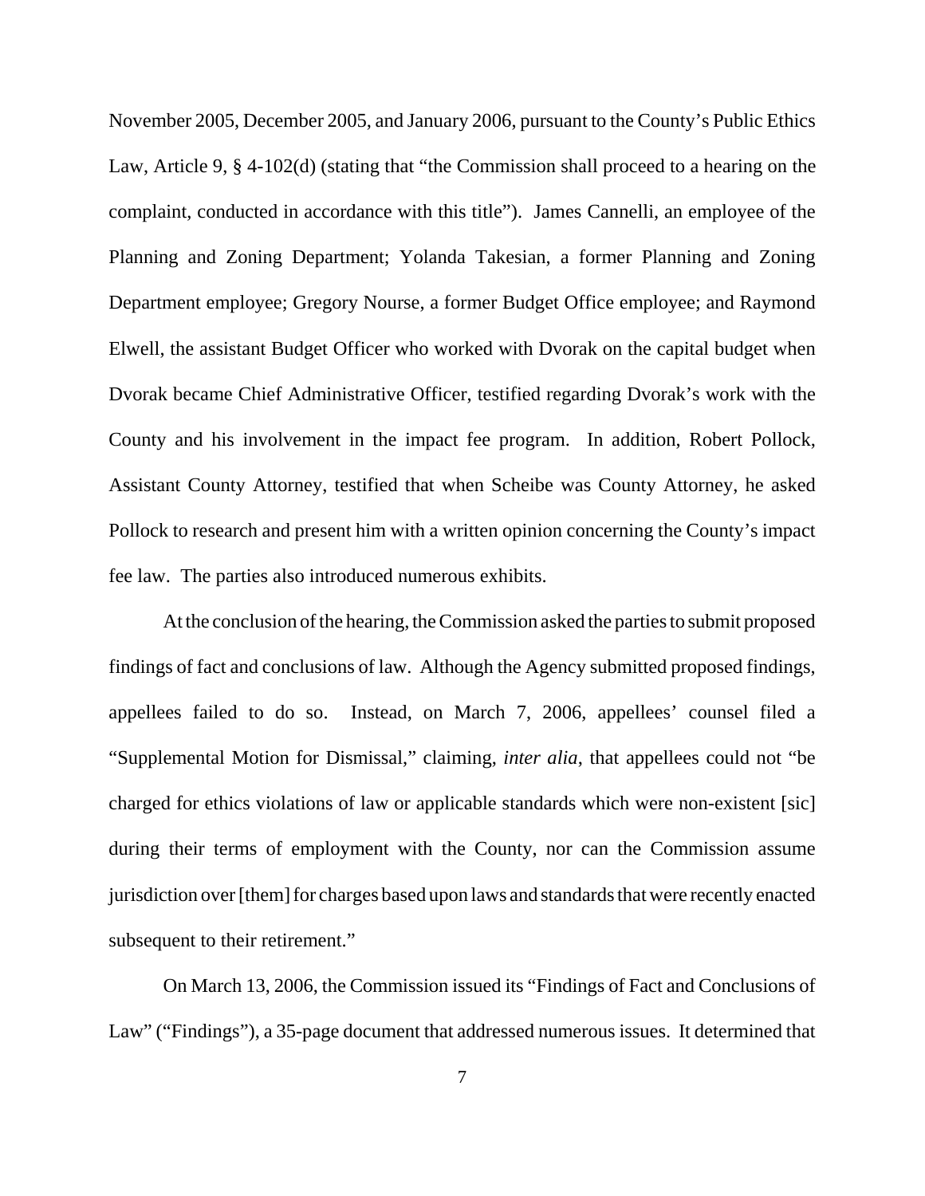November 2005, December 2005, and January 2006, pursuant to the County's Public Ethics Law, Article 9, § 4-102(d) (stating that "the Commission shall proceed to a hearing on the complaint, conducted in accordance with this title"). James Cannelli, an employee of the Planning and Zoning Department; Yolanda Takesian, a former Planning and Zoning Department employee; Gregory Nourse, a former Budget Office employee; and Raymond Elwell, the assistant Budget Officer who worked with Dvorak on the capital budget when Dvorak became Chief Administrative Officer, testified regarding Dvorak's work with the County and his involvement in the impact fee program. In addition, Robert Pollock, Assistant County Attorney, testified that when Scheibe was County Attorney, he asked Pollock to research and present him with a written opinion concerning the County's impact fee law. The parties also introduced numerous exhibits.

At the conclusion of the hearing, the Commission asked the parties to submit proposed findings of fact and conclusions of law. Although the Agency submitted proposed findings, appellees failed to do so. Instead, on March 7, 2006, appellees' counsel filed a "Supplemental Motion for Dismissal," claiming, *inter alia*, that appellees could not "be charged for ethics violations of law or applicable standards which were non-existent [sic] during their terms of employment with the County, nor can the Commission assume jurisdiction over [them] for charges based upon laws and standards that were recently enacted subsequent to their retirement."

On March 13, 2006, the Commission issued its "Findings of Fact and Conclusions of Law" ("Findings"), a 35-page document that addressed numerous issues. It determined that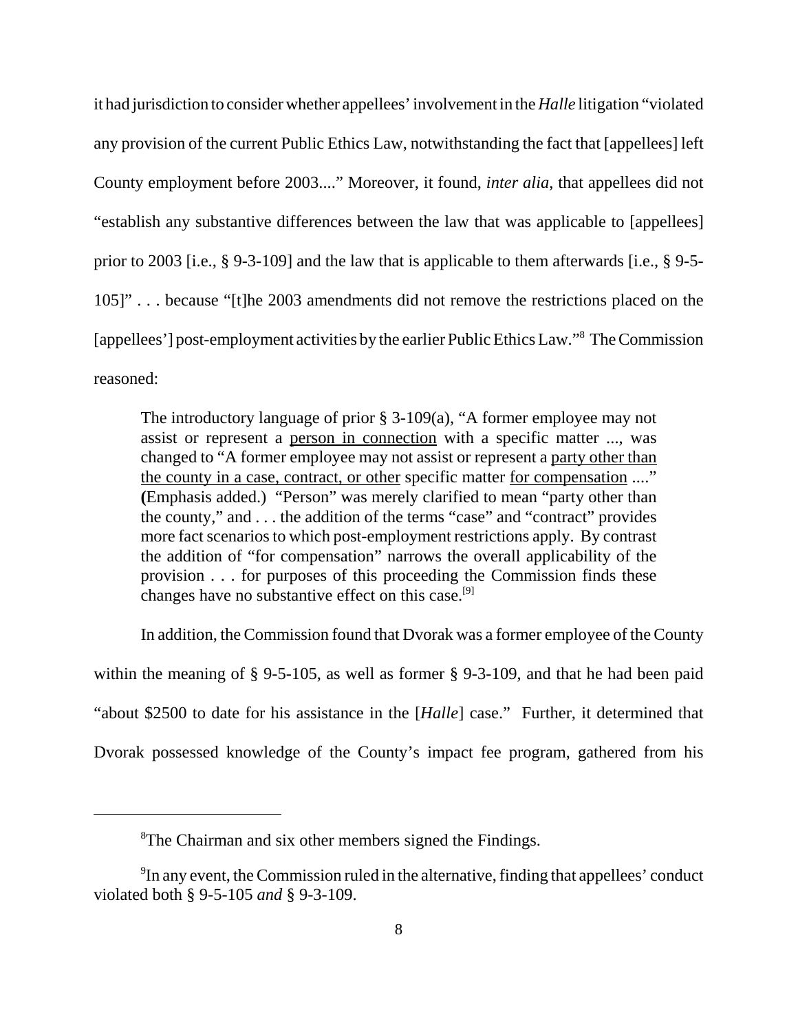it had jurisdiction to consider whether appellees' involvement in the *Halle* litigation "violated any provision of the current Public Ethics Law, notwithstanding the fact that [appellees] left County employment before 2003...." Moreover, it found, *inter alia*, that appellees did not "establish any substantive differences between the law that was applicable to [appellees] prior to 2003 [i.e., § 9-3-109] and the law that is applicable to them afterwards [i.e., § 9-5-105]" . . . because "[t]he 2003 amendments did not remove the restrictions placed on the [appellees'] post-employment activities by the earlier Public Ethics Law."[8] The Commission reasoned:

> The introductory language of prior § 3-109(a), "A former employee may not assist or represent a person in connection with a specific matter ..., was changed to "A former employee may not assist or represent a party other than the county in a case, contract, or other specific matter for compensation ...." **(**Emphasis added.) "Person" was merely clarified to mean "party other than the county," and . . . the addition of the terms "case" and "contract" provides more fact scenarios to which post-employment restrictions apply. By contrast the addition of "for compensation" narrows the overall applicability of the provision . . . for purposes of this proceeding the Commission finds these changes have no substantive effect on this case.[9]

In addition, the Commission found that Dvorak was a former employee of the County within the meaning of § 9-5-105, as well as former § 9-3-109, and that he had been paid "about $2500 to date for his assistance in the [*Halle*] case." Further, it determined that Dvorak possessed knowledge of the County's impact fee program, gathered from his

---

[8] The Chairman and six other members signed the Findings.

[9] In any event, the Commission ruled in the alternative, finding that appellees' conduct violated both § 9-5-105 *and* § 9-3-109.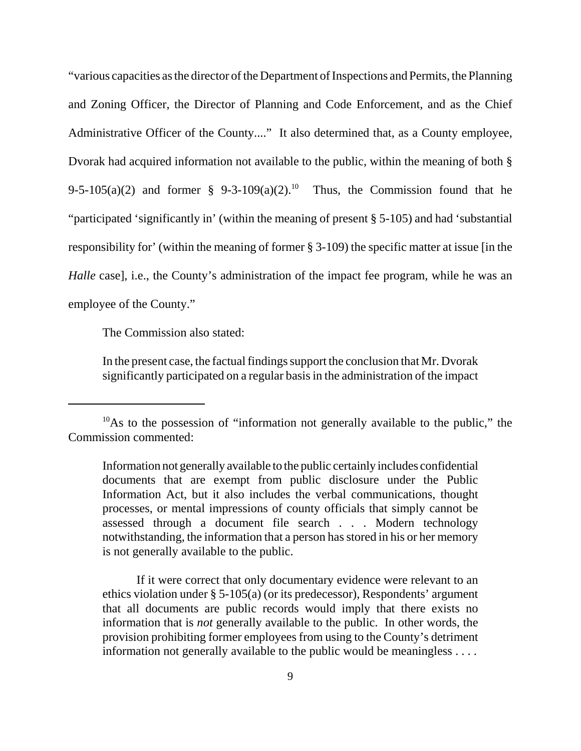"various capacities as the director of the Department of Inspections and Permits, the Planning and Zoning Officer, the Director of Planning and Code Enforcement, and as the Chief Administrative Officer of the County...." It also determined that, as a County employee, Dvorak had acquired information not available to the public, within the meaning of both § 9-5-105(a)(2) and former § 9-3-109(a)(2).[10] Thus, the Commission found that he "participated 'significantly in' (within the meaning of present § 5-105) and had 'substantial responsibility for' (within the meaning of former § 3-109) the specific matter at issue [in the *Halle* case], i.e., the County's administration of the impact fee program, while he was an employee of the County."

The Commission also stated:

> In the present case, the factual findings support the conclusion that Mr. Dvorak significantly participated on a regular basis in the administration of the impact

---

[10]As to the possession of "information not generally available to the public," the Commission commented:

> Information not generally available to the public certainly includes confidential documents that are exempt from public disclosure under the Public Information Act, but it also includes the verbal communications, thought processes, or mental impressions of county officials that simply cannot be assessed through a document file search . . . Modern technology notwithstanding, the information that a person has stored in his or her memory is not generally available to the public.
>
> If it were correct that only documentary evidence were relevant to an ethics violation under § 5-105(a) (or its predecessor), Respondents' argument that all documents are public records would imply that there exists no information that is *not* generally available to the public. In other words, the provision prohibiting former employees from using to the County's detriment information not generally available to the public would be meaningless . . . .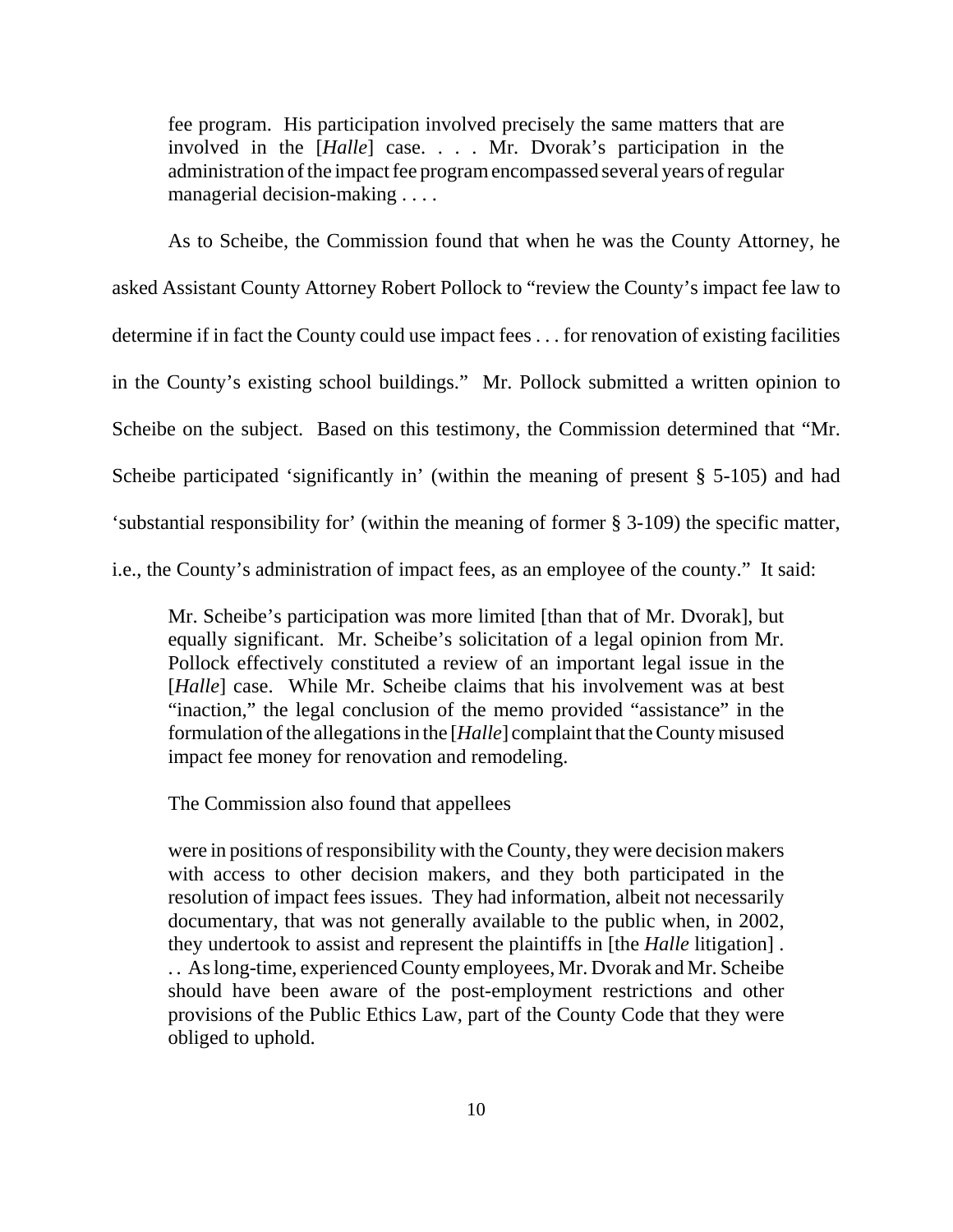> fee program. His participation involved precisely the same matters that are involved in the [*Halle*] case. . . . Mr. Dvorak's participation in the administration of the impact fee program encompassed several years of regular managerial decision-making . . . .

As to Scheibe, the Commission found that when he was the County Attorney, he asked Assistant County Attorney Robert Pollock to "review the County's impact fee law to determine if in fact the County could use impact fees . . . for renovation of existing facilities in the County's existing school buildings." Mr. Pollock submitted a written opinion to Scheibe on the subject. Based on this testimony, the Commission determined that "Mr. Scheibe participated 'significantly in' (within the meaning of present § 5-105) and had 'substantial responsibility for' (within the meaning of former § 3-109) the specific matter, i.e., the County's administration of impact fees, as an employee of the county." It said:

> Mr. Scheibe's participation was more limited [than that of Mr. Dvorak], but equally significant. Mr. Scheibe's solicitation of a legal opinion from Mr. Pollock effectively constituted a review of an important legal issue in the [*Halle*] case. While Mr. Scheibe claims that his involvement was at best "inaction," the legal conclusion of the memo provided "assistance" in the formulation of the allegations in the [*Halle*] complaint that the County misused impact fee money for renovation and remodeling.

The Commission also found that appellees

> were in positions of responsibility with the County, they were decision makers with access to other decision makers, and they both participated in the resolution of impact fees issues. They had information, albeit not necessarily documentary, that was not generally available to the public when, in 2002, they undertook to assist and represent the plaintiffs in [the *Halle* litigation] . . . As long-time, experienced County employees, Mr. Dvorak and Mr. Scheibe should have been aware of the post-employment restrictions and other provisions of the Public Ethics Law, part of the County Code that they were obliged to uphold.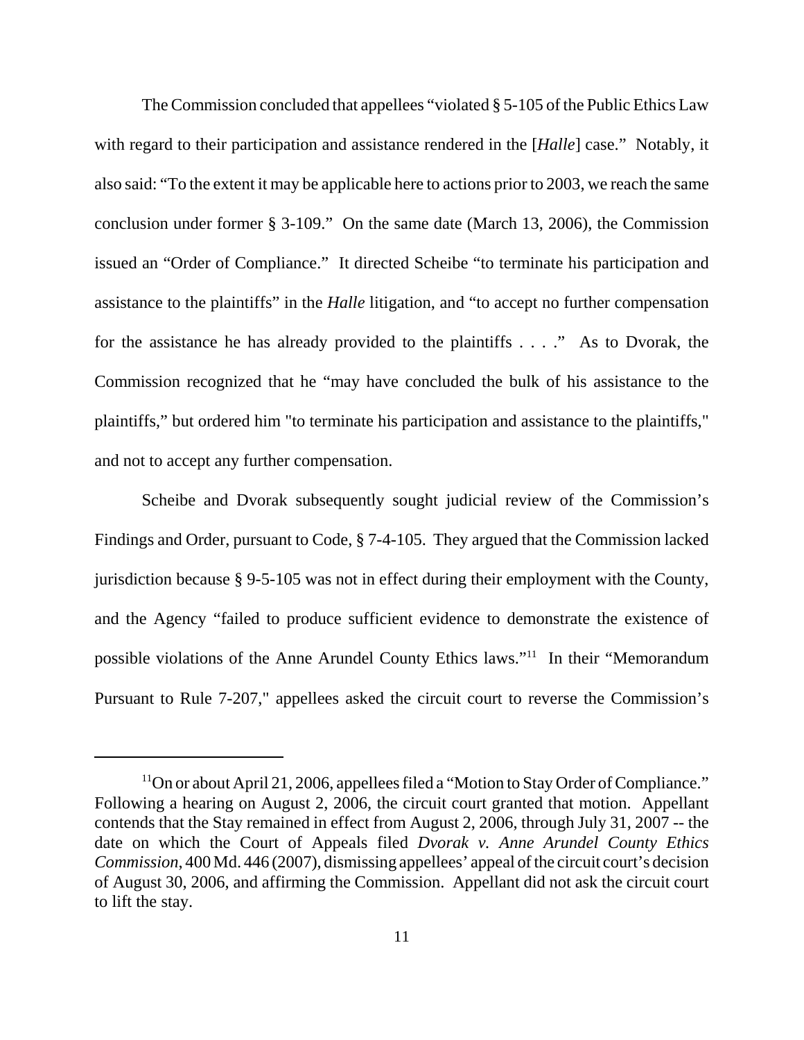The Commission concluded that appellees "violated § 5-105 of the Public Ethics Law with regard to their participation and assistance rendered in the [*Halle*] case." Notably, it also said: "To the extent it may be applicable here to actions prior to 2003, we reach the same conclusion under former § 3-109." On the same date (March 13, 2006), the Commission issued an "Order of Compliance." It directed Scheibe "to terminate his participation and assistance to the plaintiffs" in the *Halle* litigation, and "to accept no further compensation for the assistance he has already provided to the plaintiffs . . . ." As to Dvorak, the Commission recognized that he "may have concluded the bulk of his assistance to the plaintiffs," but ordered him "to terminate his participation and assistance to the plaintiffs," and not to accept any further compensation.

Scheibe and Dvorak subsequently sought judicial review of the Commission's Findings and Order, pursuant to Code, § 7-4-105. They argued that the Commission lacked jurisdiction because § 9-5-105 was not in effect during their employment with the County, and the Agency "failed to produce sufficient evidence to demonstrate the existence of possible violations of the Anne Arundel County Ethics laws."[11] In their "Memorandum Pursuant to Rule 7-207," appellees asked the circuit court to reverse the Commission's

---

[11]On or about April 21, 2006, appellees filed a "Motion to Stay Order of Compliance." Following a hearing on August 2, 2006, the circuit court granted that motion. Appellant contends that the Stay remained in effect from August 2, 2006, through July 31, 2007 -- the date on which the Court of Appeals filed *Dvorak v. Anne Arundel County Ethics Commission*, 400 Md. 446 (2007), dismissing appellees' appeal of the circuit court's decision of August 30, 2006, and affirming the Commission. Appellant did not ask the circuit court to lift the stay.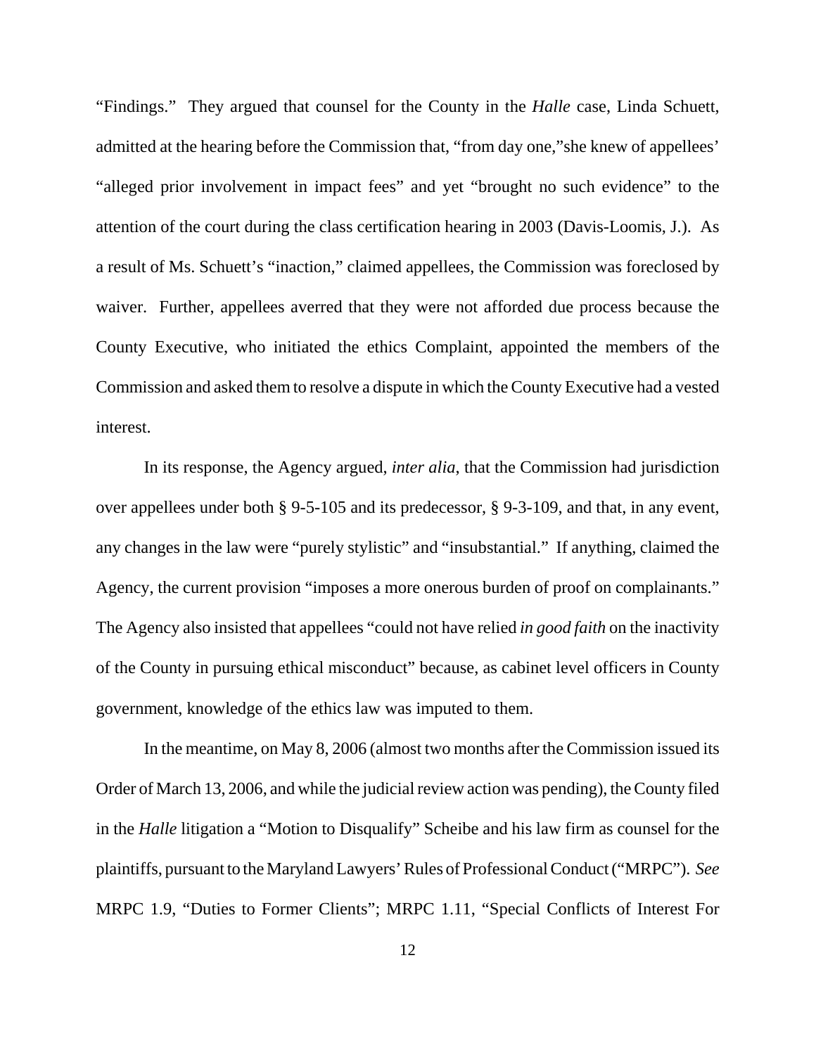"Findings." They argued that counsel for the County in the *Halle* case, Linda Schuett, admitted at the hearing before the Commission that, "from day one,"she knew of appellees' "alleged prior involvement in impact fees" and yet "brought no such evidence" to the attention of the court during the class certification hearing in 2003 (Davis-Loomis, J.). As a result of Ms. Schuett's "inaction," claimed appellees, the Commission was foreclosed by waiver. Further, appellees averred that they were not afforded due process because the County Executive, who initiated the ethics Complaint, appointed the members of the Commission and asked them to resolve a dispute in which the County Executive had a vested interest.

In its response, the Agency argued, *inter alia*, that the Commission had jurisdiction over appellees under both § 9-5-105 and its predecessor, § 9-3-109, and that, in any event, any changes in the law were "purely stylistic" and "insubstantial." If anything, claimed the Agency, the current provision "imposes a more onerous burden of proof on complainants." The Agency also insisted that appellees "could not have relied *in good faith* on the inactivity of the County in pursuing ethical misconduct" because, as cabinet level officers in County government, knowledge of the ethics law was imputed to them.

In the meantime, on May 8, 2006 (almost two months after the Commission issued its Order of March 13, 2006, and while the judicial review action was pending), the County filed in the *Halle* litigation a "Motion to Disqualify" Scheibe and his law firm as counsel for the plaintiffs, pursuant to the Maryland Lawyers' Rules of Professional Conduct ("MRPC"). *See* MRPC 1.9, "Duties to Former Clients"; MRPC 1.11, "Special Conflicts of Interest For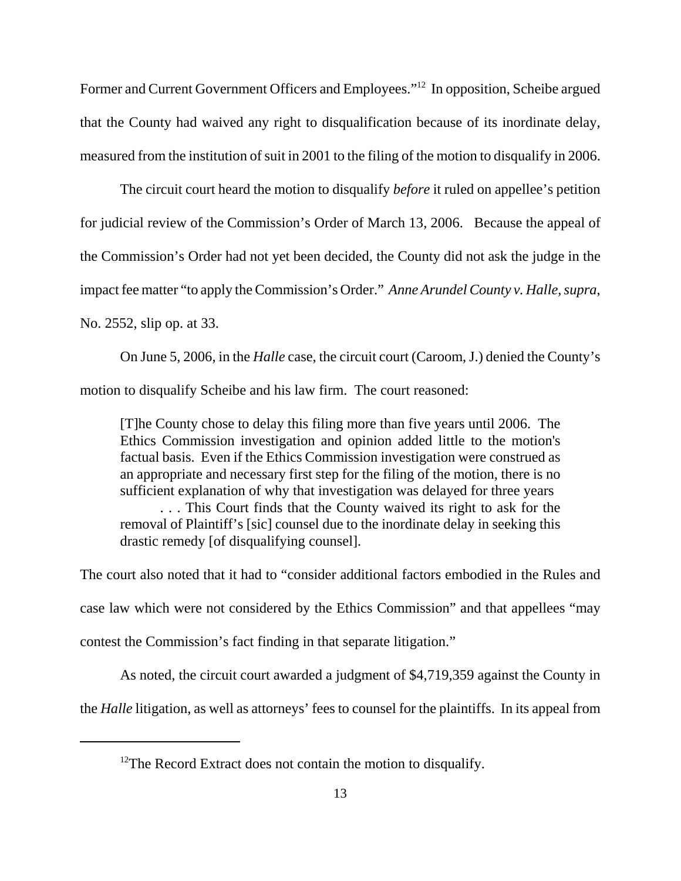Former and Current Government Officers and Employees."[12] In opposition, Scheibe argued that the County had waived any right to disqualification because of its inordinate delay, measured from the institution of suit in 2001 to the filing of the motion to disqualify in 2006.

The circuit court heard the motion to disqualify *before* it ruled on appellee's petition for judicial review of the Commission's Order of March 13, 2006. Because the appeal of the Commission's Order had not yet been decided, the County did not ask the judge in the impact fee matter "to apply the Commission's Order." *Anne Arundel County v. Halle*, *supra*, No. 2552, slip op. at 33.

On June 5, 2006, in the *Halle* case, the circuit court (Caroom, J.) denied the County's motion to disqualify Scheibe and his law firm. The court reasoned:

> [T]he County chose to delay this filing more than five years until 2006. The Ethics Commission investigation and opinion added little to the motion's factual basis. Even if the Ethics Commission investigation were construed as an appropriate and necessary first step for the filing of the motion, there is no sufficient explanation of why that investigation was delayed for three years . . . This Court finds that the County waived its right to ask for the removal of Plaintiff's [sic] counsel due to the inordinate delay in seeking this drastic remedy [of disqualifying counsel].

The court also noted that it had to "consider additional factors embodied in the Rules and case law which were not considered by the Ethics Commission" and that appellees "may contest the Commission's fact finding in that separate litigation."

As noted, the circuit court awarded a judgment of $4,719,359 against the County in the *Halle* litigation, as well as attorneys' fees to counsel for the plaintiffs. In its appeal from

---

[12] The Record Extract does not contain the motion to disqualify.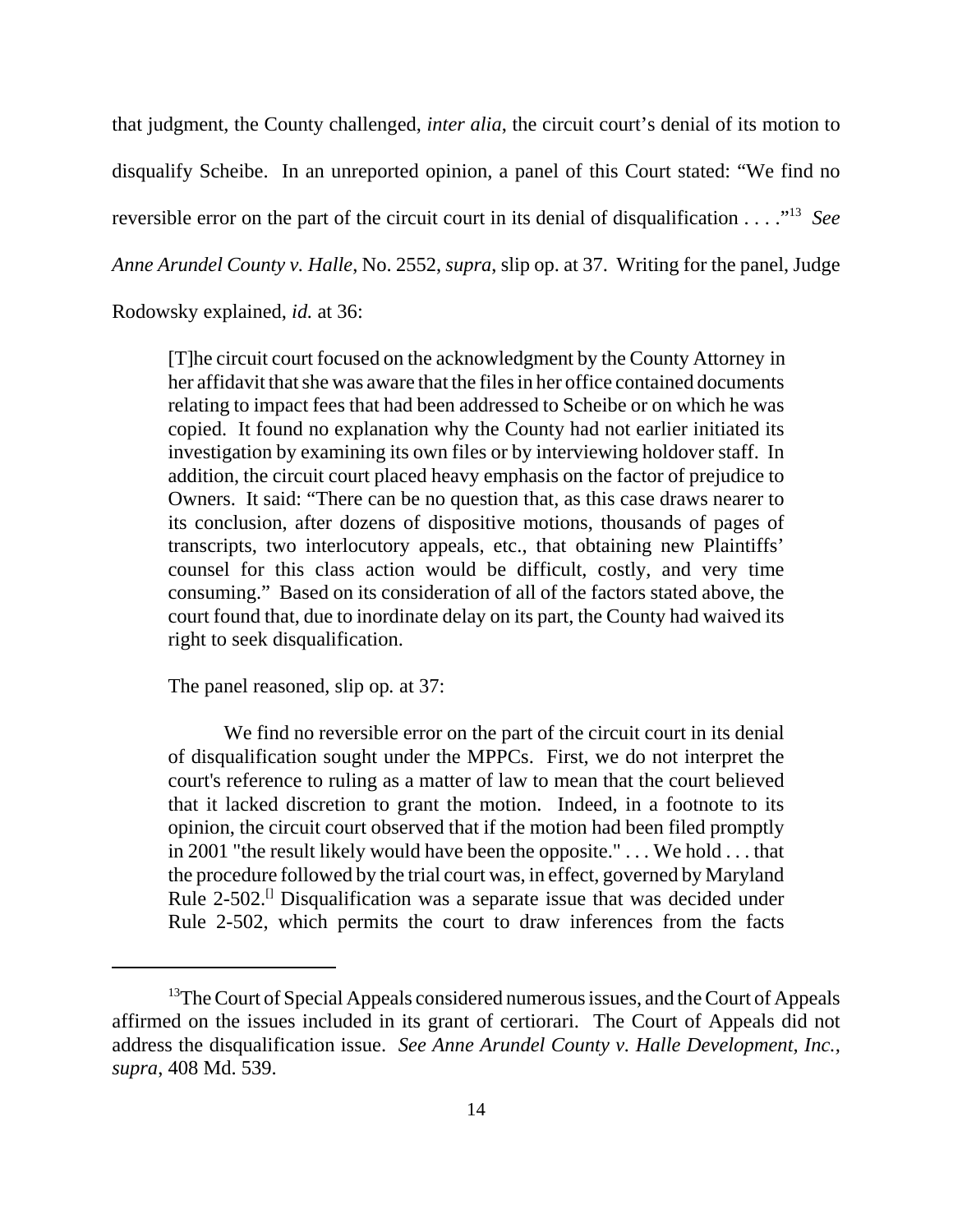that judgment, the County challenged, *inter alia*, the circuit court's denial of its motion to disqualify Scheibe. In an unreported opinion, a panel of this Court stated: "We find no reversible error on the part of the circuit court in its denial of disqualification . . . ."[13] *See Anne Arundel County v. Halle*, No. 2552, *supra*, slip op. at 37. Writing for the panel, Judge Rodowsky explained, *id.* at 36:

> [T]he circuit court focused on the acknowledgment by the County Attorney in her affidavit that she was aware that the files in her office contained documents relating to impact fees that had been addressed to Scheibe or on which he was copied. It found no explanation why the County had not earlier initiated its investigation by examining its own files or by interviewing holdover staff. In addition, the circuit court placed heavy emphasis on the factor of prejudice to Owners. It said: "There can be no question that, as this case draws nearer to its conclusion, after dozens of dispositive motions, thousands of pages of transcripts, two interlocutory appeals, etc., that obtaining new Plaintiffs' counsel for this class action would be difficult, costly, and very time consuming." Based on its consideration of all of the factors stated above, the court found that, due to inordinate delay on its part, the County had waived its right to seek disqualification.

The panel reasoned, slip op*.* at 37:

> We find no reversible error on the part of the circuit court in its denial of disqualification sought under the MPPCs. First, we do not interpret the court's reference to ruling as a matter of law to mean that the court believed that it lacked discretion to grant the motion. Indeed, in a footnote to its opinion, the circuit court observed that if the motion had been filed promptly in 2001 "the result likely would have been the opposite." . . . We hold . . . that the procedure followed by the trial court was, in effect, governed by Maryland Rule 2-502.[] Disqualification was a separate issue that was decided under Rule 2-502, which permits the court to draw inferences from the facts

---

[13] The Court of Special Appeals considered numerous issues, and the Court of Appeals affirmed on the issues included in its grant of certiorari. The Court of Appeals did not address the disqualification issue. *See Anne Arundel County v. Halle Development, Inc.*, *supra*, 408 Md. 539.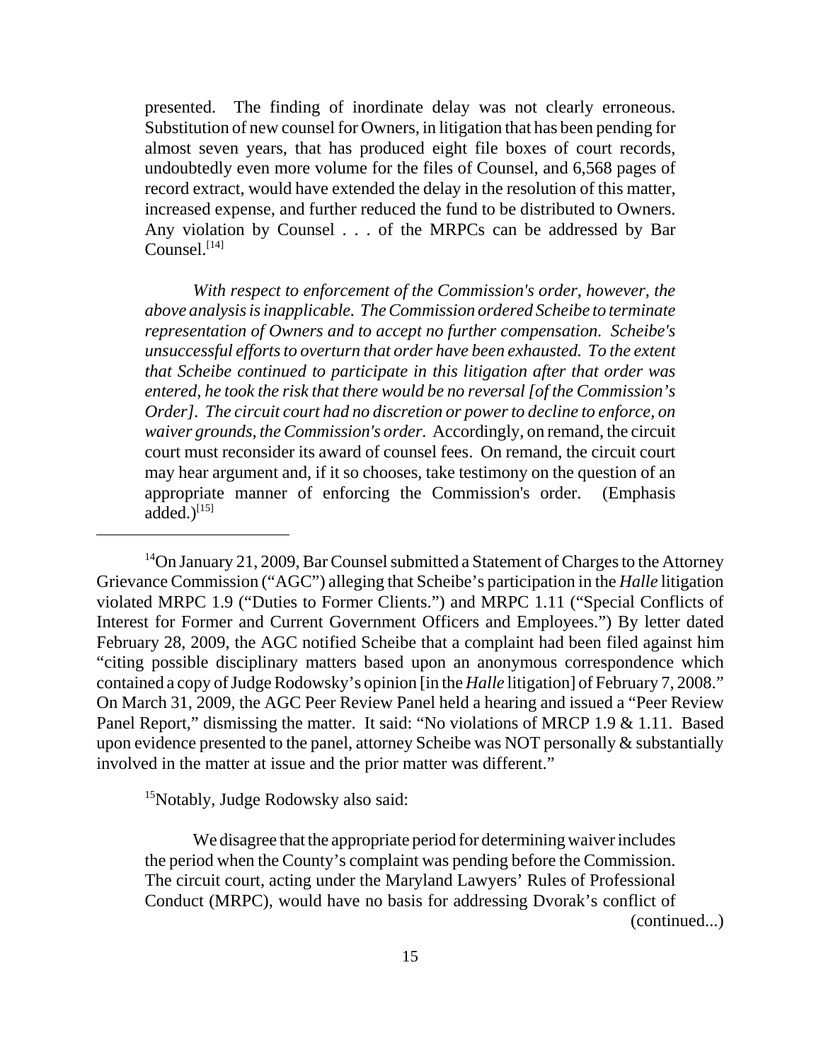presented. The finding of inordinate delay was not clearly erroneous. Substitution of new counsel for Owners, in litigation that has been pending for almost seven years, that has produced eight file boxes of court records, undoubtedly even more volume for the files of Counsel, and 6,568 pages of record extract, would have extended the delay in the resolution of this matter, increased expense, and further reduced the fund to be distributed to Owners. Any violation by Counsel . . . of the MRPCs can be addressed by Bar Counsel.[14]

*With respect to enforcement of the Commission's order, however, the above analysis is inapplicable. The Commission ordered Scheibe to terminate representation of Owners and to accept no further compensation. Scheibe's unsuccessful efforts to overturn that order have been exhausted. To the extent that Scheibe continued to participate in this litigation after that order was entered, he took the risk that there would be no reversal [of the Commission's Order]. The circuit court had no discretion or power to decline to enforce, on waiver grounds, the Commission's order.* Accordingly, on remand, the circuit court must reconsider its award of counsel fees. On remand, the circuit court may hear argument and, if it so chooses, take testimony on the question of an appropriate manner of enforcing the Commission's order. (Emphasis added.)[15]

---

[14]On January 21, 2009, Bar Counsel submitted a Statement of Charges to the Attorney Grievance Commission ("AGC") alleging that Scheibe's participation in the *Halle* litigation violated MRPC 1.9 ("Duties to Former Clients.") and MRPC 1.11 ("Special Conflicts of Interest for Former and Current Government Officers and Employees.") By letter dated February 28, 2009, the AGC notified Scheibe that a complaint had been filed against him "citing possible disciplinary matters based upon an anonymous correspondence which contained a copy of Judge Rodowsky's opinion [in the *Halle* litigation] of February 7, 2008." On March 31, 2009, the AGC Peer Review Panel held a hearing and issued a "Peer Review Panel Report," dismissing the matter. It said: "No violations of MRCP 1.9 & 1.11. Based upon evidence presented to the panel, attorney Scheibe was NOT personally & substantially involved in the matter at issue and the prior matter was different."

[15]Notably, Judge Rodowsky also said:

We disagree that the appropriate period for determining waiver includes the period when the County's complaint was pending before the Commission. The circuit court, acting under the Maryland Lawyers' Rules of Professional Conduct (MRPC), would have no basis for addressing Dvorak's conflict of (continued...)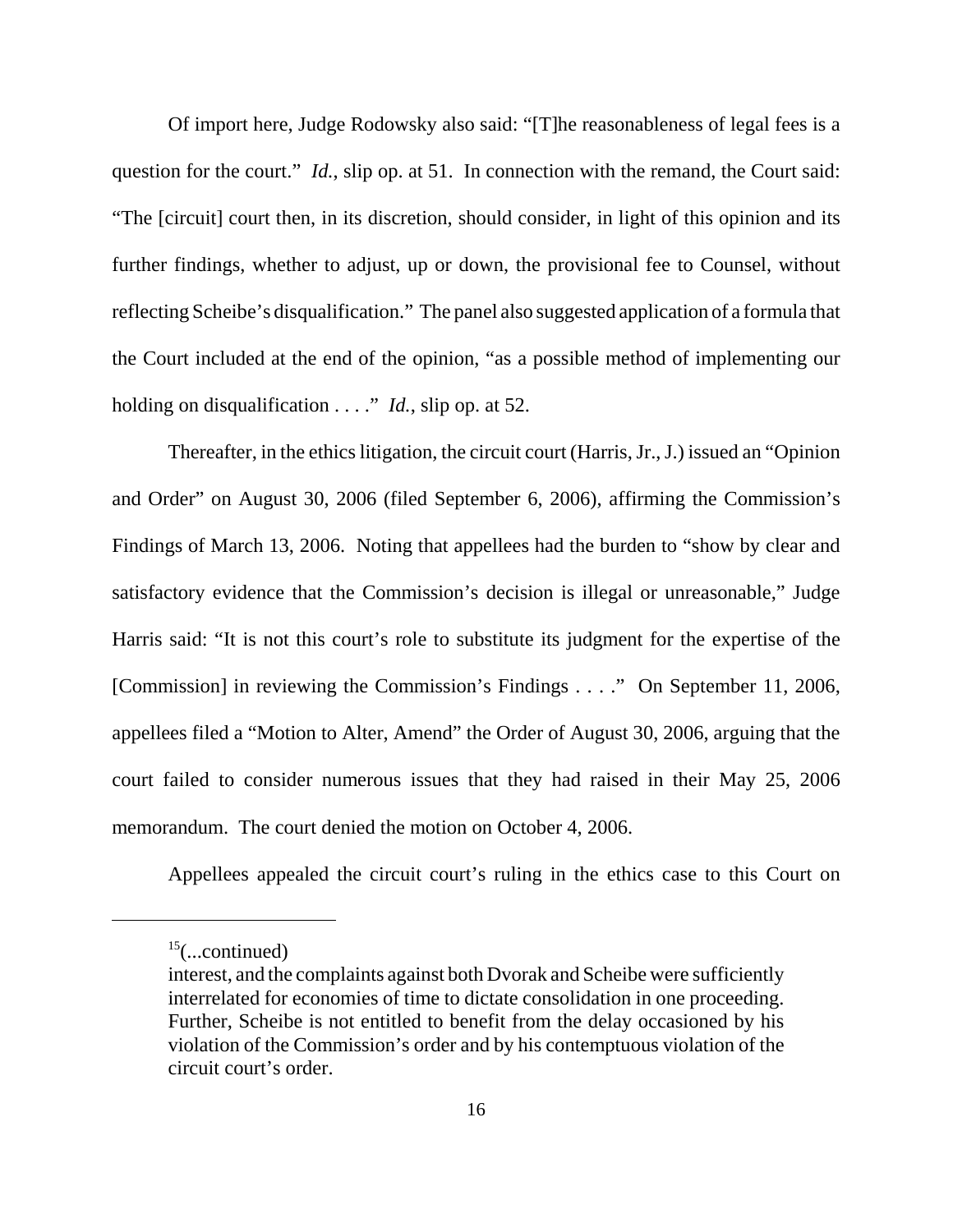Of import here, Judge Rodowsky also said: "[T]he reasonableness of legal fees is a question for the court." *Id.*, slip op. at 51. In connection with the remand, the Court said: "The [circuit] court then, in its discretion, should consider, in light of this opinion and its further findings, whether to adjust, up or down, the provisional fee to Counsel, without reflecting Scheibe's disqualification." The panel also suggested application of a formula that the Court included at the end of the opinion, "as a possible method of implementing our holding on disqualification . . . ." *Id.*, slip op. at 52.

Thereafter, in the ethics litigation, the circuit court (Harris, Jr., J.) issued an "Opinion and Order" on August 30, 2006 (filed September 6, 2006), affirming the Commission's Findings of March 13, 2006. Noting that appellees had the burden to "show by clear and satisfactory evidence that the Commission's decision is illegal or unreasonable," Judge Harris said: "It is not this court's role to substitute its judgment for the expertise of the [Commission] in reviewing the Commission's Findings . . . ." On September 11, 2006, appellees filed a "Motion to Alter, Amend" the Order of August 30, 2006, arguing that the court failed to consider numerous issues that they had raised in their May 25, 2006 memorandum. The court denied the motion on October 4, 2006.

Appellees appealed the circuit court's ruling in the ethics case to this Court on

---

[15](...continued)
interest, and the complaints against both Dvorak and Scheibe were sufficiently interrelated for economies of time to dictate consolidation in one proceeding. Further, Scheibe is not entitled to benefit from the delay occasioned by his violation of the Commission's order and by his contemptuous violation of the circuit court's order.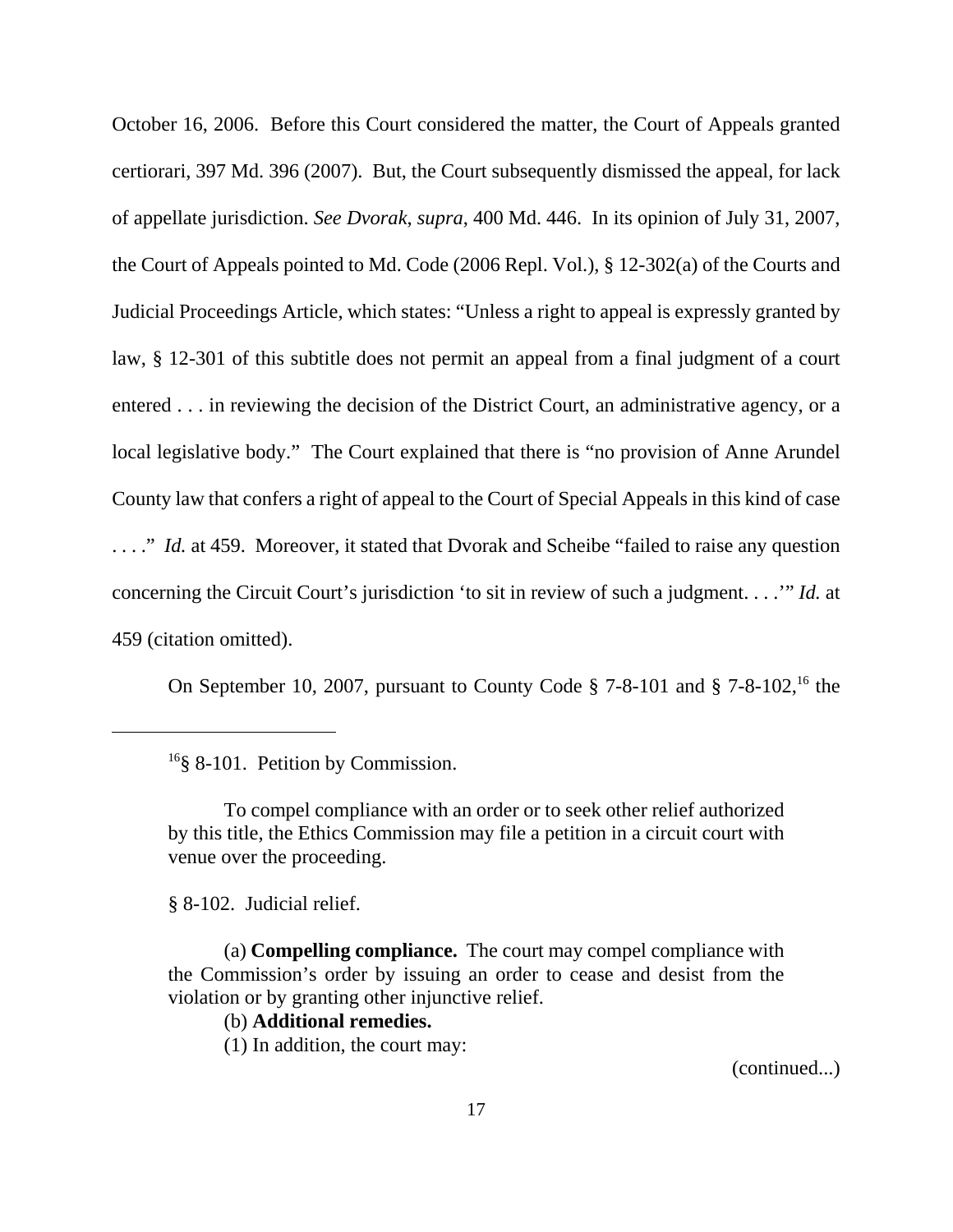October 16, 2006. Before this Court considered the matter, the Court of Appeals granted certiorari, 397 Md. 396 (2007). But, the Court subsequently dismissed the appeal, for lack of appellate jurisdiction. *See Dvorak*, *supra*, 400 Md. 446. In its opinion of July 31, 2007, the Court of Appeals pointed to Md. Code (2006 Repl. Vol.), § 12-302(a) of the Courts and Judicial Proceedings Article, which states: "Unless a right to appeal is expressly granted by law, § 12-301 of this subtitle does not permit an appeal from a final judgment of a court entered . . . in reviewing the decision of the District Court, an administrative agency, or a local legislative body." The Court explained that there is "no provision of Anne Arundel County law that confers a right of appeal to the Court of Special Appeals in this kind of case . . . ." *Id.* at 459. Moreover, it stated that Dvorak and Scheibe "failed to raise any question concerning the Circuit Court's jurisdiction 'to sit in review of such a judgment. . . .'" *Id.* at 459 (citation omitted).

On September 10, 2007, pursuant to County Code § 7-8-101 and § 7-8-102,[16] the

---

[16]§ 8-101. Petition by Commission.

> To compel compliance with an order or to seek other relief authorized by this title, the Ethics Commission may file a petition in a circuit court with venue over the proceeding.

§ 8-102. Judicial relief.

> (a) **Compelling compliance.** The court may compel compliance with the Commission's order by issuing an order to cease and desist from the violation or by granting other injunctive relief.
>
> (b) **Additional remedies.**
>
> (1) In addition, the court may:

(continued...)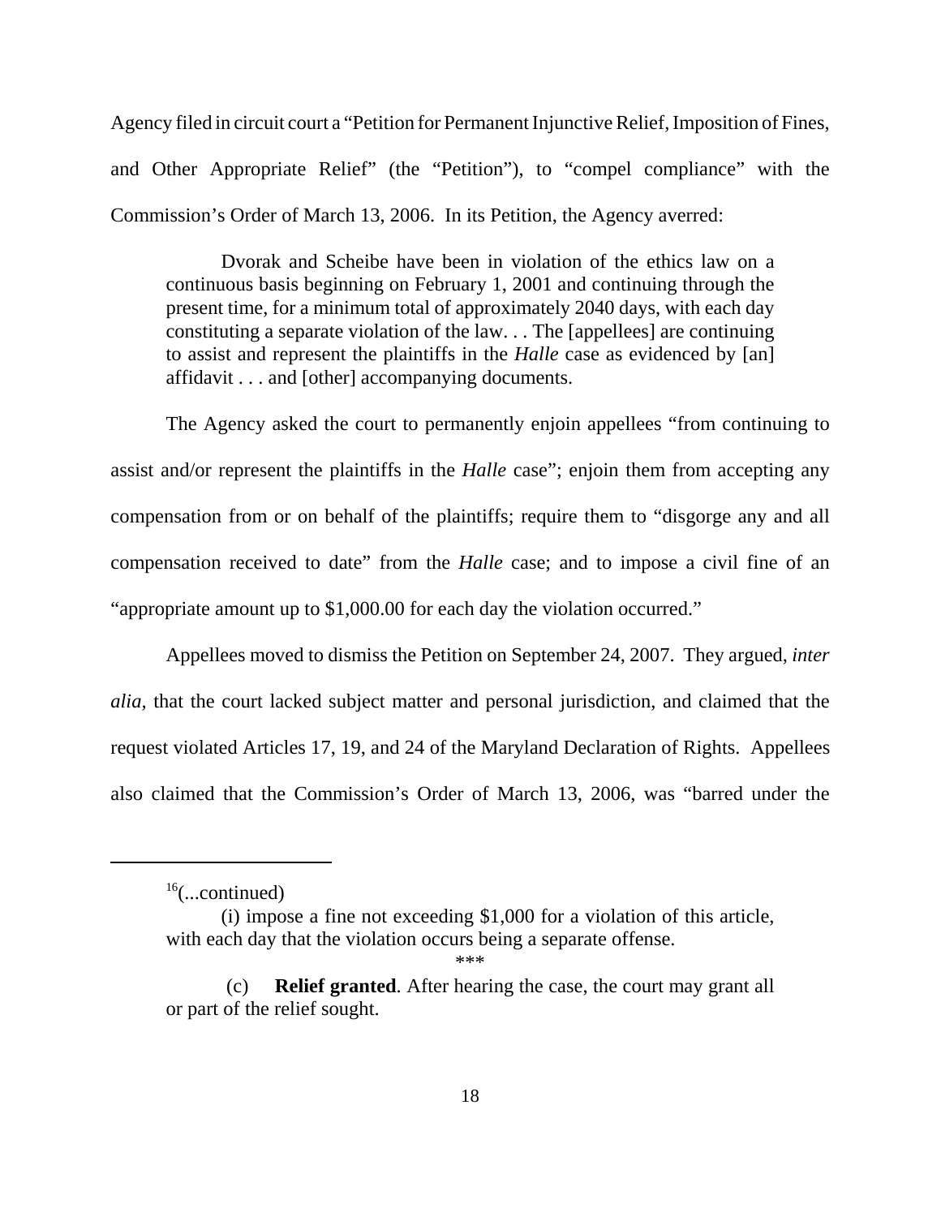Agency filed in circuit court a "Petition for Permanent Injunctive Relief, Imposition of Fines, and Other Appropriate Relief" (the "Petition"), to "compel compliance" with the Commission's Order of March 13, 2006. In its Petition, the Agency averred:

> Dvorak and Scheibe have been in violation of the ethics law on a continuous basis beginning on February 1, 2001 and continuing through the present time, for a minimum total of approximately 2040 days, with each day constituting a separate violation of the law. . . The [appellees] are continuing to assist and represent the plaintiffs in the *Halle* case as evidenced by [an] affidavit . . . and [other] accompanying documents.

The Agency asked the court to permanently enjoin appellees "from continuing to assist and/or represent the plaintiffs in the *Halle* case"; enjoin them from accepting any compensation from or on behalf of the plaintiffs; require them to "disgorge any and all compensation received to date" from the *Halle* case; and to impose a civil fine of an "appropriate amount up to $1,000.00 for each day the violation occurred."

Appellees moved to dismiss the Petition on September 24, 2007. They argued, *inter alia,* that the court lacked subject matter and personal jurisdiction, and claimed that the request violated Articles 17, 19, and 24 of the Maryland Declaration of Rights. Appellees also claimed that the Commission's Order of March 13, 2006, was "barred under the

---

[16](...continued)

> (i) impose a fine not exceeding $1,000 for a violation of this article, with each day that the violation occurs being a separate offense.
>
> \*\*\*
>
> (c) **Relief granted**. After hearing the case, the court may grant all or part of the relief sought.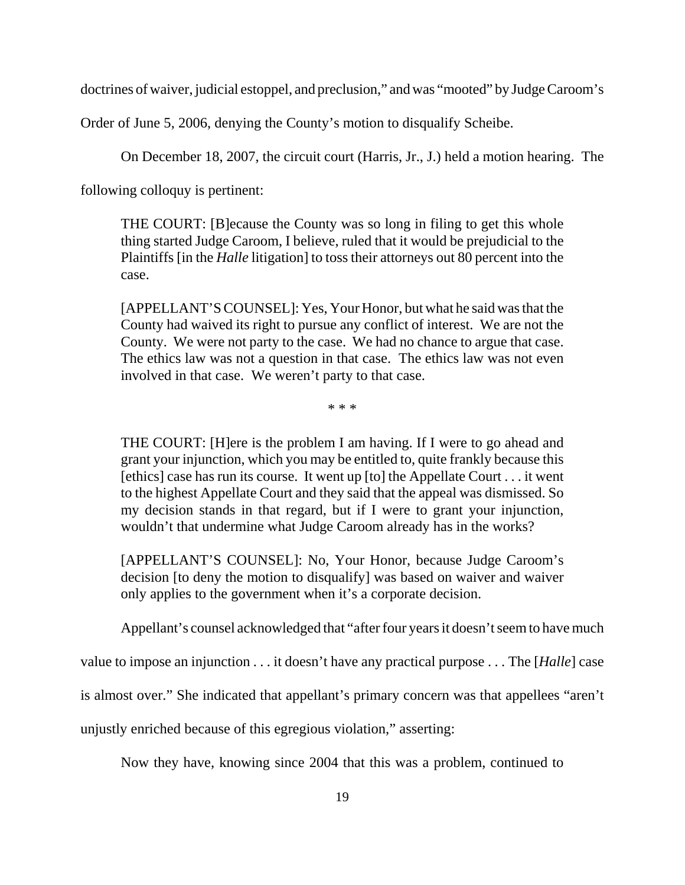doctrines of waiver, judicial estoppel, and preclusion," and was "mooted" by Judge Caroom's Order of June 5, 2006, denying the County's motion to disqualify Scheibe.

On December 18, 2007, the circuit court (Harris, Jr., J.) held a motion hearing. The following colloquy is pertinent:

> THE COURT: [B]ecause the County was so long in filing to get this whole thing started Judge Caroom, I believe, ruled that it would be prejudicial to the Plaintiffs [in the *Halle* litigation] to toss their attorneys out 80 percent into the case.
>
> [APPELLANT'S COUNSEL]: Yes, Your Honor, but what he said was that the County had waived its right to pursue any conflict of interest. We are not the County. We were not party to the case. We had no chance to argue that case. The ethics law was not a question in that case. The ethics law was not even involved in that case. We weren't party to that case.
>
> \* \* \*
>
> THE COURT: [H]ere is the problem I am having. If I were to go ahead and grant your injunction, which you may be entitled to, quite frankly because this [ethics] case has run its course. It went up [to] the Appellate Court . . . it went to the highest Appellate Court and they said that the appeal was dismissed. So my decision stands in that regard, but if I were to grant your injunction, wouldn't that undermine what Judge Caroom already has in the works?
>
> [APPELLANT'S COUNSEL]: No, Your Honor, because Judge Caroom's decision [to deny the motion to disqualify] was based on waiver and waiver only applies to the government when it's a corporate decision.

Appellant's counsel acknowledged that "after four years it doesn't seem to have much value to impose an injunction . . . it doesn't have any practical purpose . . . The [*Halle*] case is almost over." She indicated that appellant's primary concern was that appellees "aren't unjustly enriched because of this egregious violation," asserting:

> Now they have, knowing since 2004 that this was a problem, continued to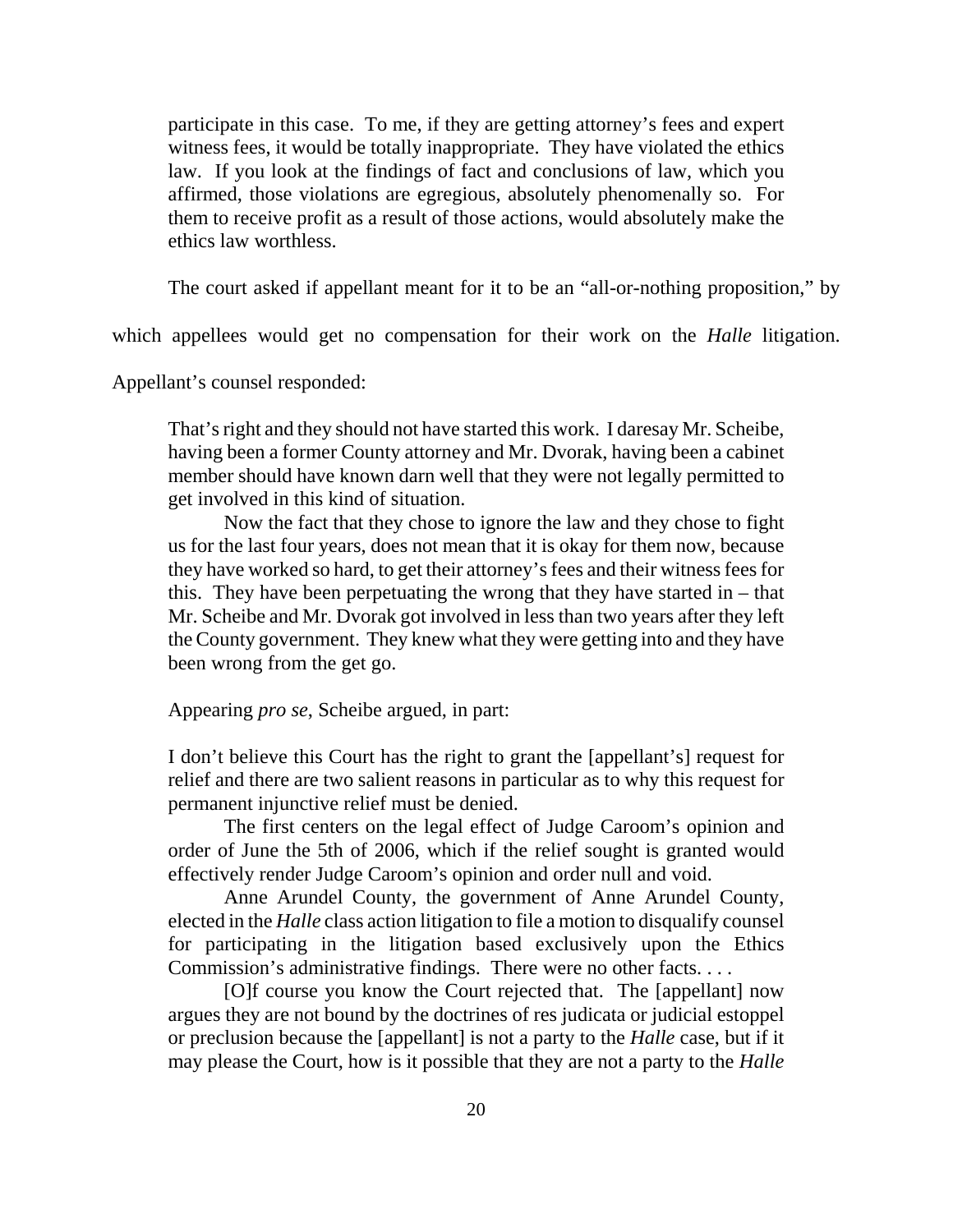participate in this case. To me, if they are getting attorney's fees and expert witness fees, it would be totally inappropriate. They have violated the ethics law. If you look at the findings of fact and conclusions of law, which you affirmed, those violations are egregious, absolutely phenomenally so. For them to receive profit as a result of those actions, would absolutely make the ethics law worthless.

The court asked if appellant meant for it to be an "all-or-nothing proposition," by which appellees would get no compensation for their work on the *Halle* litigation. Appellant's counsel responded:

> That's right and they should not have started this work. I daresay Mr. Scheibe, having been a former County attorney and Mr. Dvorak, having been a cabinet member should have known darn well that they were not legally permitted to get involved in this kind of situation.
>
> Now the fact that they chose to ignore the law and they chose to fight us for the last four years, does not mean that it is okay for them now, because they have worked so hard, to get their attorney's fees and their witness fees for this. They have been perpetuating the wrong that they have started in – that Mr. Scheibe and Mr. Dvorak got involved in less than two years after they left the County government. They knew what they were getting into and they have been wrong from the get go.

Appearing *pro se*, Scheibe argued, in part:

> I don't believe this Court has the right to grant the [appellant's] request for relief and there are two salient reasons in particular as to why this request for permanent injunctive relief must be denied.
>
> The first centers on the legal effect of Judge Caroom's opinion and order of June the 5th of 2006, which if the relief sought is granted would effectively render Judge Caroom's opinion and order null and void.
>
> Anne Arundel County, the government of Anne Arundel County, elected in the *Halle* class action litigation to file a motion to disqualify counsel for participating in the litigation based exclusively upon the Ethics Commission's administrative findings. There were no other facts. . . .
>
> [O]f course you know the Court rejected that. The [appellant] now argues they are not bound by the doctrines of res judicata or judicial estoppel or preclusion because the [appellant] is not a party to the *Halle* case, but if it may please the Court, how is it possible that they are not a party to the *Halle*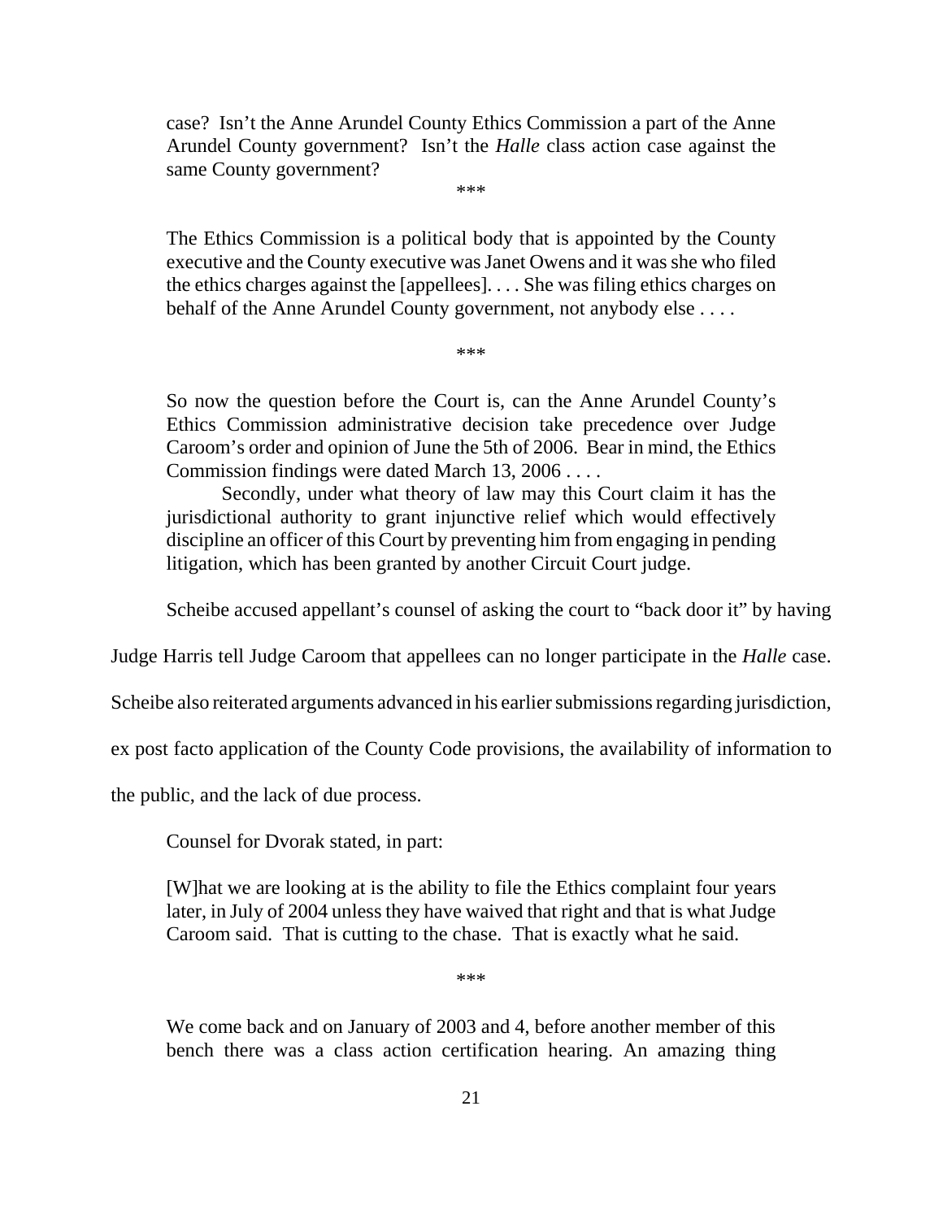> case? Isn't the Anne Arundel County Ethics Commission a part of the Anne Arundel County government? Isn't the *Halle* class action case against the same County government?
>
> \*\*\*
>
> The Ethics Commission is a political body that is appointed by the County executive and the County executive was Janet Owens and it was she who filed the ethics charges against the [appellees]. . . . She was filing ethics charges on behalf of the Anne Arundel County government, not anybody else . . . .
>
> \*\*\*
>
> So now the question before the Court is, can the Anne Arundel County's Ethics Commission administrative decision take precedence over Judge Caroom's order and opinion of June the 5th of 2006. Bear in mind, the Ethics Commission findings were dated March 13, 2006 . . . .
>
> Secondly, under what theory of law may this Court claim it has the jurisdictional authority to grant injunctive relief which would effectively discipline an officer of this Court by preventing him from engaging in pending litigation, which has been granted by another Circuit Court judge.

Scheibe accused appellant's counsel of asking the court to "back door it" by having Judge Harris tell Judge Caroom that appellees can no longer participate in the *Halle* case. Scheibe also reiterated arguments advanced in his earlier submissions regarding jurisdiction, ex post facto application of the County Code provisions, the availability of information to the public, and the lack of due process.

Counsel for Dvorak stated, in part:

> [W]hat we are looking at is the ability to file the Ethics complaint four years later, in July of 2004 unless they have waived that right and that is what Judge Caroom said. That is cutting to the chase. That is exactly what he said.
>
> \*\*\*
>
> We come back and on January of 2003 and 4, before another member of this bench there was a class action certification hearing. An amazing thing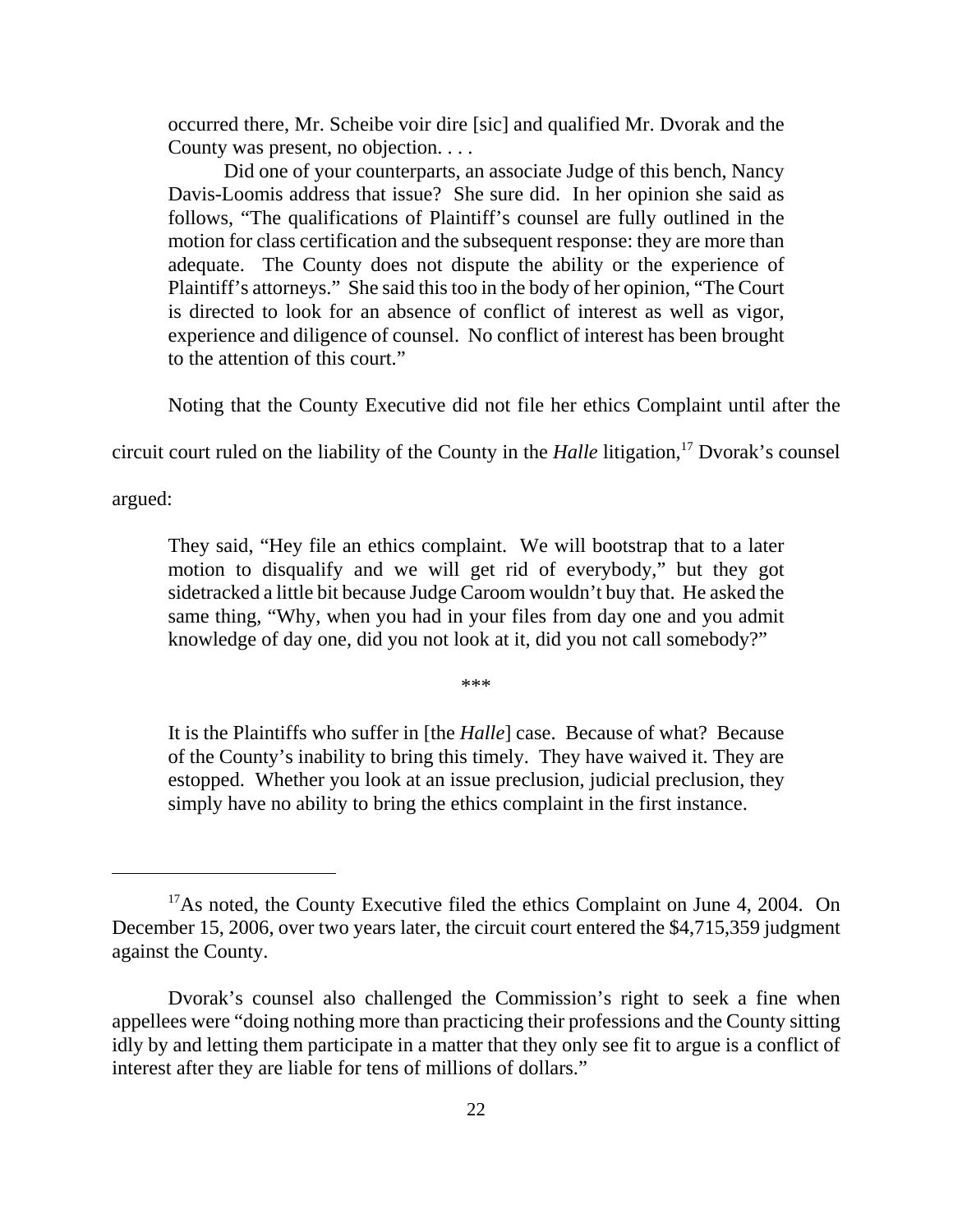> occurred there, Mr. Scheibe voir dire [sic] and qualified Mr. Dvorak and the County was present, no objection. . . .
>
> Did one of your counterparts, an associate Judge of this bench, Nancy Davis-Loomis address that issue? She sure did. In her opinion she said as follows, "The qualifications of Plaintiff's counsel are fully outlined in the motion for class certification and the subsequent response: they are more than adequate. The County does not dispute the ability or the experience of Plaintiff's attorneys." She said this too in the body of her opinion, "The Court is directed to look for an absence of conflict of interest as well as vigor, experience and diligence of counsel. No conflict of interest has been brought to the attention of this court."

Noting that the County Executive did not file her ethics Complaint until after the circuit court ruled on the liability of the County in the *Halle* litigation,[17] Dvorak's counsel argued:

> They said, "Hey file an ethics complaint. We will bootstrap that to a later motion to disqualify and we will get rid of everybody," but they got sidetracked a little bit because Judge Caroom wouldn't buy that. He asked the same thing, "Why, when you had in your files from day one and you admit knowledge of day one, did you not look at it, did you not call somebody?"
>
> \*\*\*
>
> It is the Plaintiffs who suffer in [the *Halle*] case. Because of what? Because of the County's inability to bring this timely. They have waived it. They are estopped. Whether you look at an issue preclusion, judicial preclusion, they simply have no ability to bring the ethics complaint in the first instance.

---

[17] As noted, the County Executive filed the ethics Complaint on June 4, 2004. On December 15, 2006, over two years later, the circuit court entered the $4,715,359 judgment against the County.

Dvorak's counsel also challenged the Commission's right to seek a fine when appellees were "doing nothing more than practicing their professions and the County sitting idly by and letting them participate in a matter that they only see fit to argue is a conflict of interest after they are liable for tens of millions of dollars."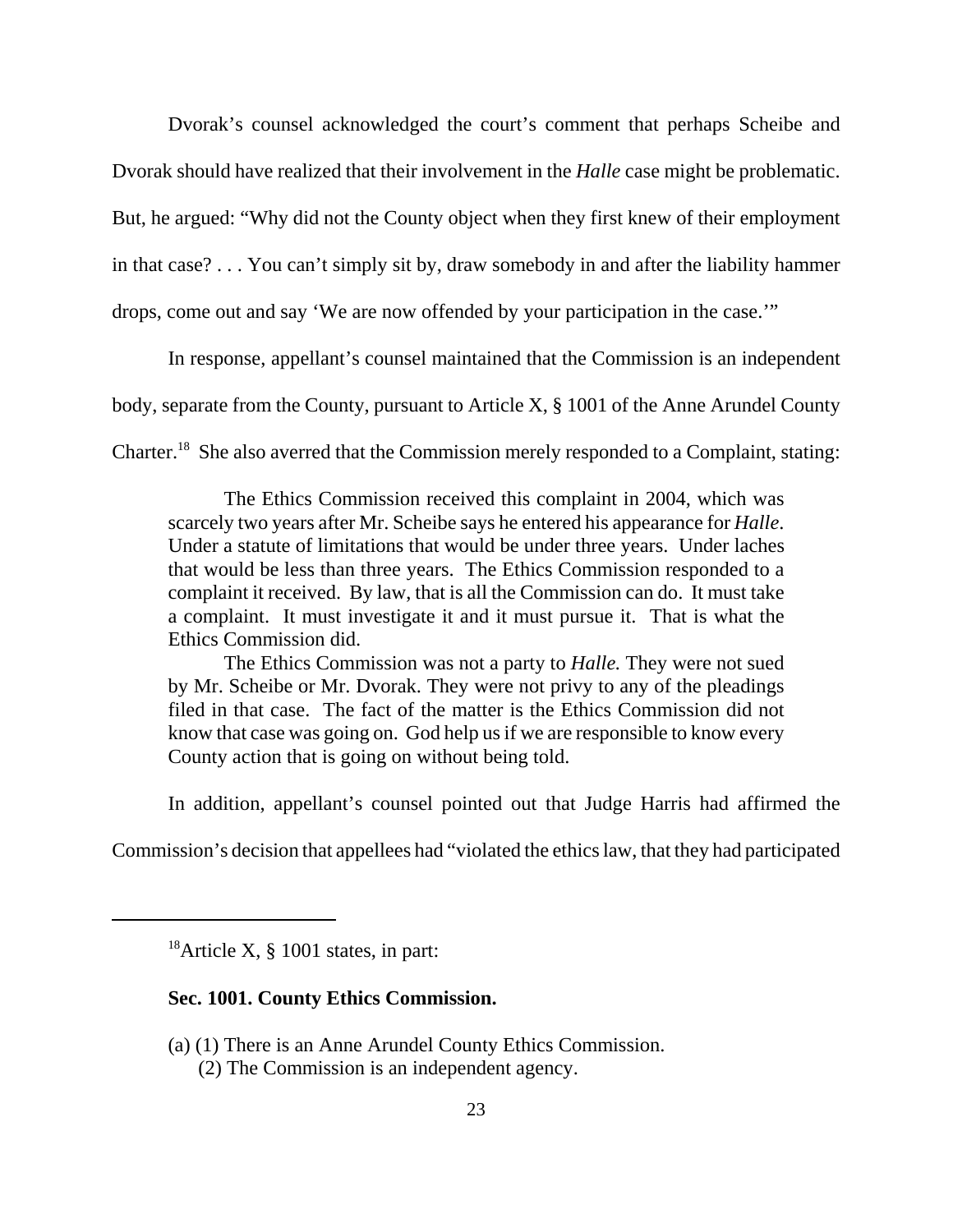Dvorak's counsel acknowledged the court's comment that perhaps Scheibe and Dvorak should have realized that their involvement in the *Halle* case might be problematic. But, he argued: "Why did not the County object when they first knew of their employment in that case? . . . You can't simply sit by, draw somebody in and after the liability hammer drops, come out and say 'We are now offended by your participation in the case.'"

In response, appellant's counsel maintained that the Commission is an independent body, separate from the County, pursuant to Article X, § 1001 of the Anne Arundel County Charter.[18] She also averred that the Commission merely responded to a Complaint, stating:

> The Ethics Commission received this complaint in 2004, which was scarcely two years after Mr. Scheibe says he entered his appearance for *Halle*. Under a statute of limitations that would be under three years. Under laches that would be less than three years. The Ethics Commission responded to a complaint it received. By law, that is all the Commission can do. It must take a complaint. It must investigate it and it must pursue it. That is what the Ethics Commission did.
>
> The Ethics Commission was not a party to *Halle.* They were not sued by Mr. Scheibe or Mr. Dvorak. They were not privy to any of the pleadings filed in that case. The fact of the matter is the Ethics Commission did not know that case was going on. God help us if we are responsible to know every County action that is going on without being told.

In addition, appellant's counsel pointed out that Judge Harris had affirmed the Commission's decision that appellees had "violated the ethics law, that they had participated

---

[18]Article X, § 1001 states, in part:

**Sec. 1001. County Ethics Commission.**

(a) (1) There is an Anne Arundel County Ethics Commission.
 (2) The Commission is an independent agency.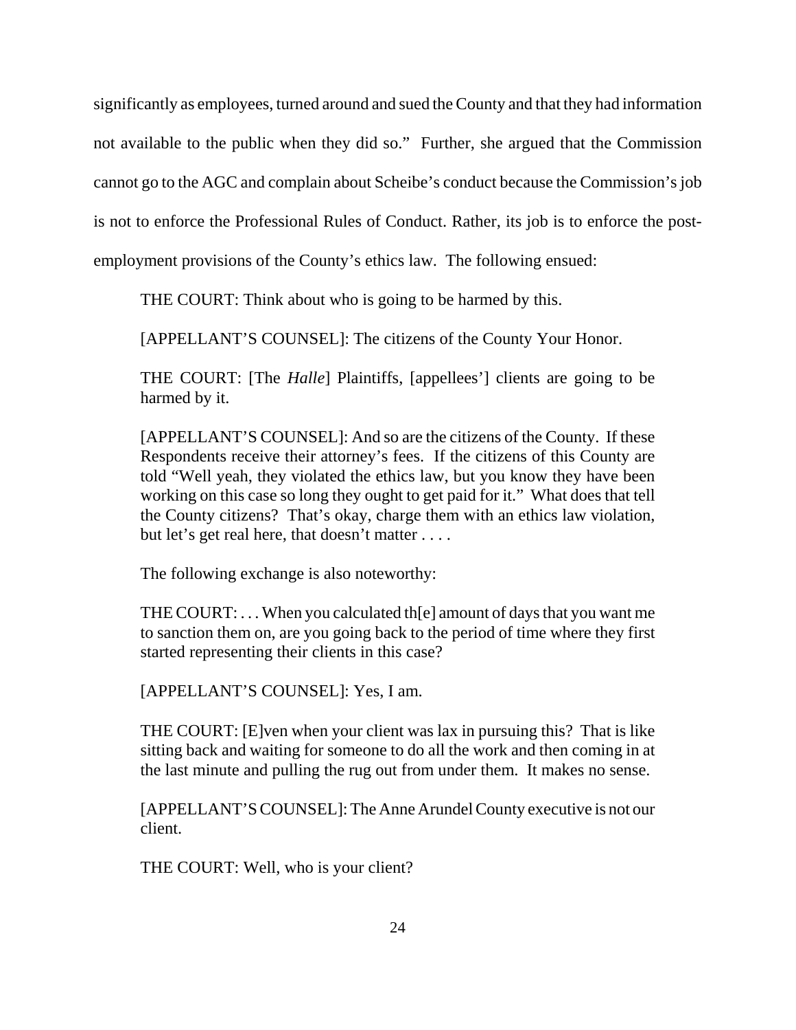significantly as employees, turned around and sued the County and that they had information not available to the public when they did so." Further, she argued that the Commission cannot go to the AGC and complain about Scheibe's conduct because the Commission's job is not to enforce the Professional Rules of Conduct. Rather, its job is to enforce the post-employment provisions of the County's ethics law. The following ensued:

> THE COURT: Think about who is going to be harmed by this.
>
> [APPELLANT'S COUNSEL]: The citizens of the County Your Honor.
>
> THE COURT: [The *Halle*] Plaintiffs, [appellees'] clients are going to be harmed by it.
>
> [APPELLANT'S COUNSEL]: And so are the citizens of the County. If these Respondents receive their attorney's fees. If the citizens of this County are told "Well yeah, they violated the ethics law, but you know they have been working on this case so long they ought to get paid for it." What does that tell the County citizens? That's okay, charge them with an ethics law violation, but let's get real here, that doesn't matter . . . .

The following exchange is also noteworthy:

> THE COURT: . . . When you calculated th[e] amount of days that you want me to sanction them on, are you going back to the period of time where they first started representing their clients in this case?
>
> [APPELLANT'S COUNSEL]: Yes, I am.
>
> THE COURT: [E]ven when your client was lax in pursuing this? That is like sitting back and waiting for someone to do all the work and then coming in at the last minute and pulling the rug out from under them. It makes no sense.
>
> [APPELLANT'S COUNSEL]: The Anne Arundel County executive is not our client.
>
> THE COURT: Well, who is your client?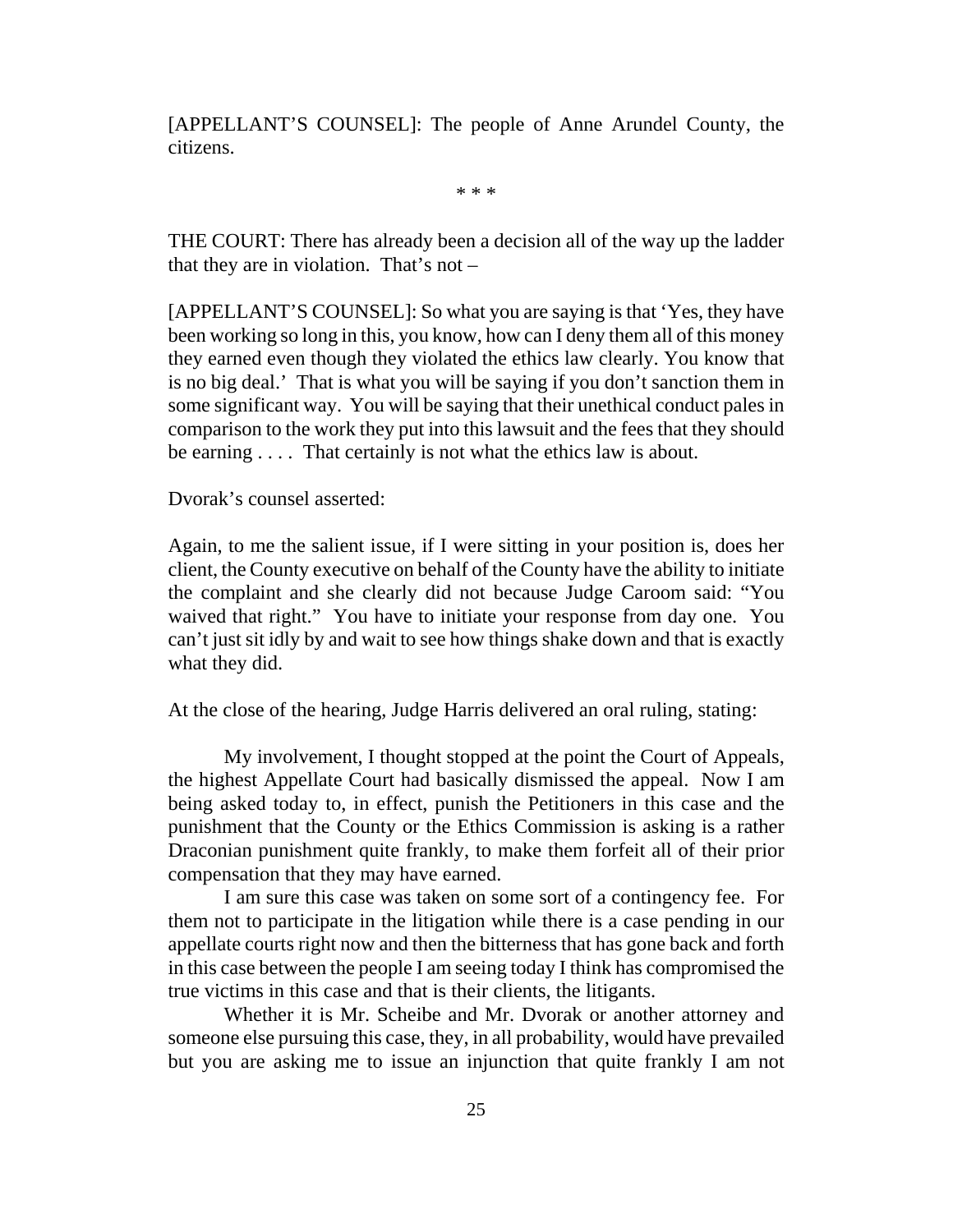[APPELLANT'S COUNSEL]: The people of Anne Arundel County, the citizens.

\* \* \*

THE COURT: There has already been a decision all of the way up the ladder that they are in violation. That's not –

[APPELLANT'S COUNSEL]: So what you are saying is that 'Yes, they have been working so long in this, you know, how can I deny them all of this money they earned even though they violated the ethics law clearly. You know that is no big deal.' That is what you will be saying if you don't sanction them in some significant way. You will be saying that their unethical conduct pales in comparison to the work they put into this lawsuit and the fees that they should be earning . . . . That certainly is not what the ethics law is about.

Dvorak's counsel asserted:

Again, to me the salient issue, if I were sitting in your position is, does her client, the County executive on behalf of the County have the ability to initiate the complaint and she clearly did not because Judge Caroom said: "You waived that right." You have to initiate your response from day one. You can't just sit idly by and wait to see how things shake down and that is exactly what they did.

At the close of the hearing, Judge Harris delivered an oral ruling, stating:

> My involvement, I thought stopped at the point the Court of Appeals, the highest Appellate Court had basically dismissed the appeal. Now I am being asked today to, in effect, punish the Petitioners in this case and the punishment that the County or the Ethics Commission is asking is a rather Draconian punishment quite frankly, to make them forfeit all of their prior compensation that they may have earned.
>
> I am sure this case was taken on some sort of a contingency fee. For them not to participate in the litigation while there is a case pending in our appellate courts right now and then the bitterness that has gone back and forth in this case between the people I am seeing today I think has compromised the true victims in this case and that is their clients, the litigants.
>
> Whether it is Mr. Scheibe and Mr. Dvorak or another attorney and someone else pursuing this case, they, in all probability, would have prevailed but you are asking me to issue an injunction that quite frankly I am not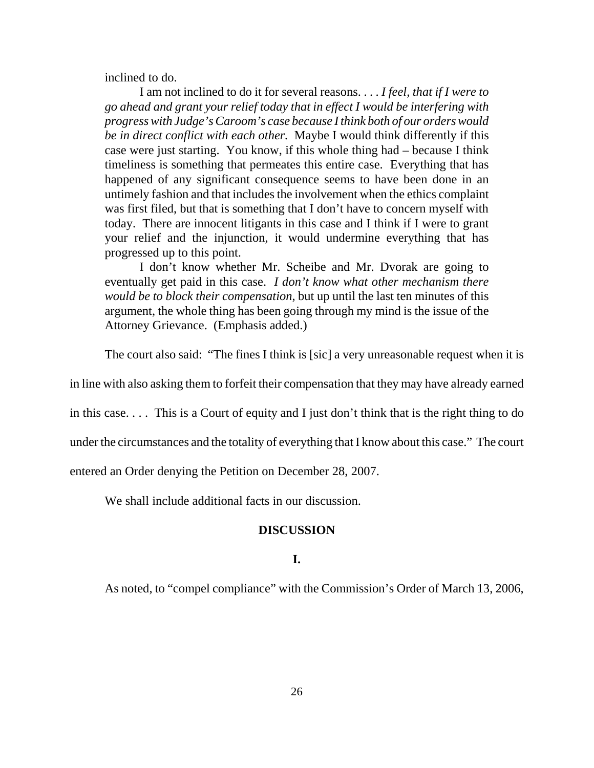inclined to do.

> I am not inclined to do it for several reasons. . . . *I feel, that if I were to go ahead and grant your relief today that in effect I would be interfering with progress with Judge's Caroom's case because I think both of our orders would be in direct conflict with each other.* Maybe I would think differently if this case were just starting. You know, if this whole thing had – because I think timeliness is something that permeates this entire case. Everything that has happened of any significant consequence seems to have been done in an untimely fashion and that includes the involvement when the ethics complaint was first filed, but that is something that I don't have to concern myself with today. There are innocent litigants in this case and I think if I were to grant your relief and the injunction, it would undermine everything that has progressed up to this point.
>
> I don't know whether Mr. Scheibe and Mr. Dvorak are going to eventually get paid in this case. *I don't know what other mechanism there would be to block their compensation,* but up until the last ten minutes of this argument, the whole thing has been going through my mind is the issue of the Attorney Grievance. (Emphasis added.)

The court also said: "The fines I think is [sic] a very unreasonable request when it is in line with also asking them to forfeit their compensation that they may have already earned in this case. . . . This is a Court of equity and I just don't think that is the right thing to do under the circumstances and the totality of everything that I know about this case." The court entered an Order denying the Petition on December 28, 2007.

We shall include additional facts in our discussion.

## DISCUSSION

### I.

As noted, to "compel compliance" with the Commission's Order of March 13, 2006,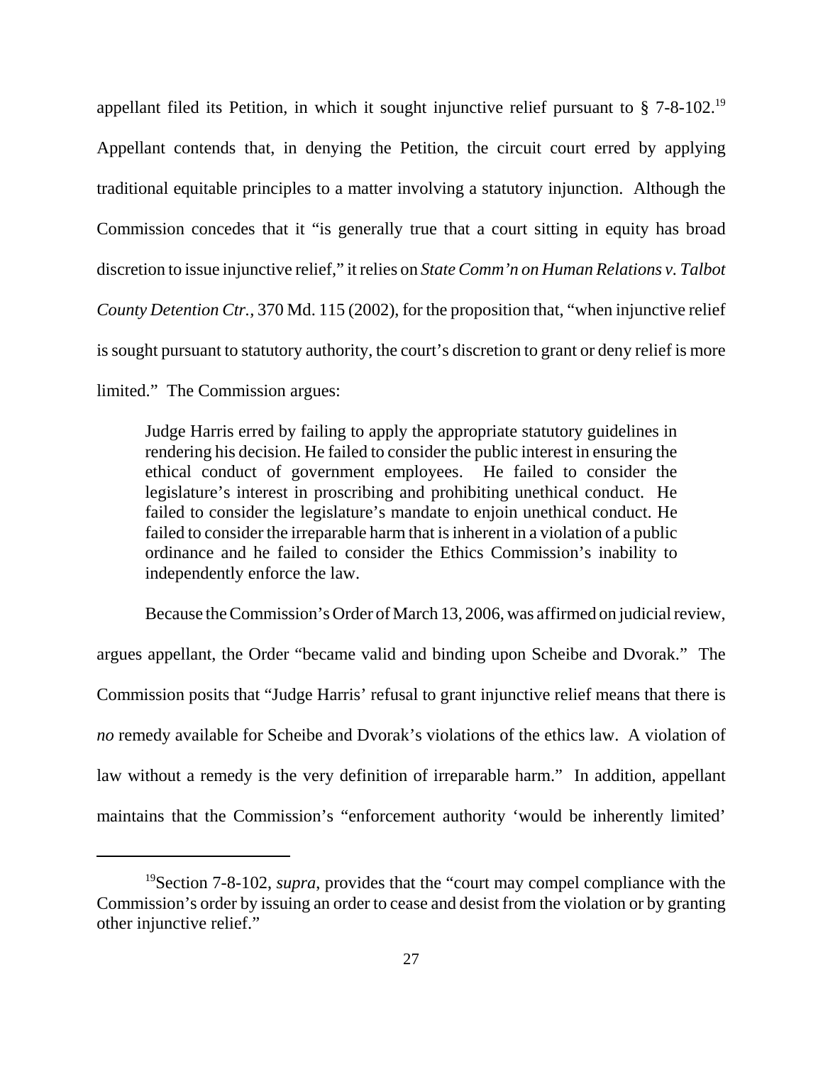appellant filed its Petition, in which it sought injunctive relief pursuant to § 7-8-102.[19] Appellant contends that, in denying the Petition, the circuit court erred by applying traditional equitable principles to a matter involving a statutory injunction. Although the Commission concedes that it "is generally true that a court sitting in equity has broad discretion to issue injunctive relief," it relies on *State Comm'n on Human Relations v. Talbot County Detention Ctr.*, 370 Md. 115 (2002), for the proposition that, "when injunctive relief is sought pursuant to statutory authority, the court's discretion to grant or deny relief is more limited." The Commission argues:

> Judge Harris erred by failing to apply the appropriate statutory guidelines in rendering his decision. He failed to consider the public interest in ensuring the ethical conduct of government employees. He failed to consider the legislature's interest in proscribing and prohibiting unethical conduct. He failed to consider the legislature's mandate to enjoin unethical conduct. He failed to consider the irreparable harm that is inherent in a violation of a public ordinance and he failed to consider the Ethics Commission's inability to independently enforce the law.

Because the Commission's Order of March 13, 2006, was affirmed on judicial review, argues appellant, the Order "became valid and binding upon Scheibe and Dvorak." The Commission posits that "Judge Harris' refusal to grant injunctive relief means that there is *no* remedy available for Scheibe and Dvorak's violations of the ethics law. A violation of law without a remedy is the very definition of irreparable harm." In addition, appellant maintains that the Commission's "enforcement authority 'would be inherently limited'

---

[19] Section 7-8-102, *supra*, provides that the "court may compel compliance with the Commission's order by issuing an order to cease and desist from the violation or by granting other injunctive relief."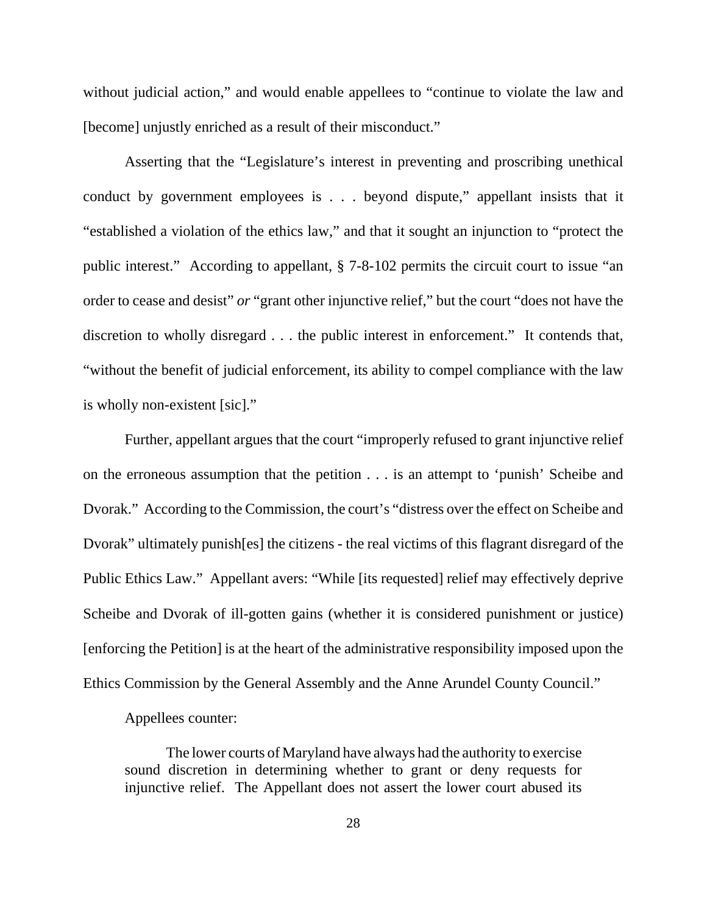without judicial action," and would enable appellees to "continue to violate the law and [become] unjustly enriched as a result of their misconduct."

Asserting that the "Legislature's interest in preventing and proscribing unethical conduct by government employees is . . . beyond dispute," appellant insists that it "established a violation of the ethics law," and that it sought an injunction to "protect the public interest." According to appellant, § 7-8-102 permits the circuit court to issue "an order to cease and desist" *or* "grant other injunctive relief," but the court "does not have the discretion to wholly disregard . . . the public interest in enforcement." It contends that, "without the benefit of judicial enforcement, its ability to compel compliance with the law is wholly non-existent [sic]."

Further, appellant argues that the court "improperly refused to grant injunctive relief on the erroneous assumption that the petition . . . is an attempt to 'punish' Scheibe and Dvorak." According to the Commission, the court's "distress over the effect on Scheibe and Dvorak" ultimately punish[es] the citizens - the real victims of this flagrant disregard of the Public Ethics Law." Appellant avers: "While [its requested] relief may effectively deprive Scheibe and Dvorak of ill-gotten gains (whether it is considered punishment or justice) [enforcing the Petition] is at the heart of the administrative responsibility imposed upon the Ethics Commission by the General Assembly and the Anne Arundel County Council."

Appellees counter:

> The lower courts of Maryland have always had the authority to exercise sound discretion in determining whether to grant or deny requests for injunctive relief. The Appellant does not assert the lower court abused its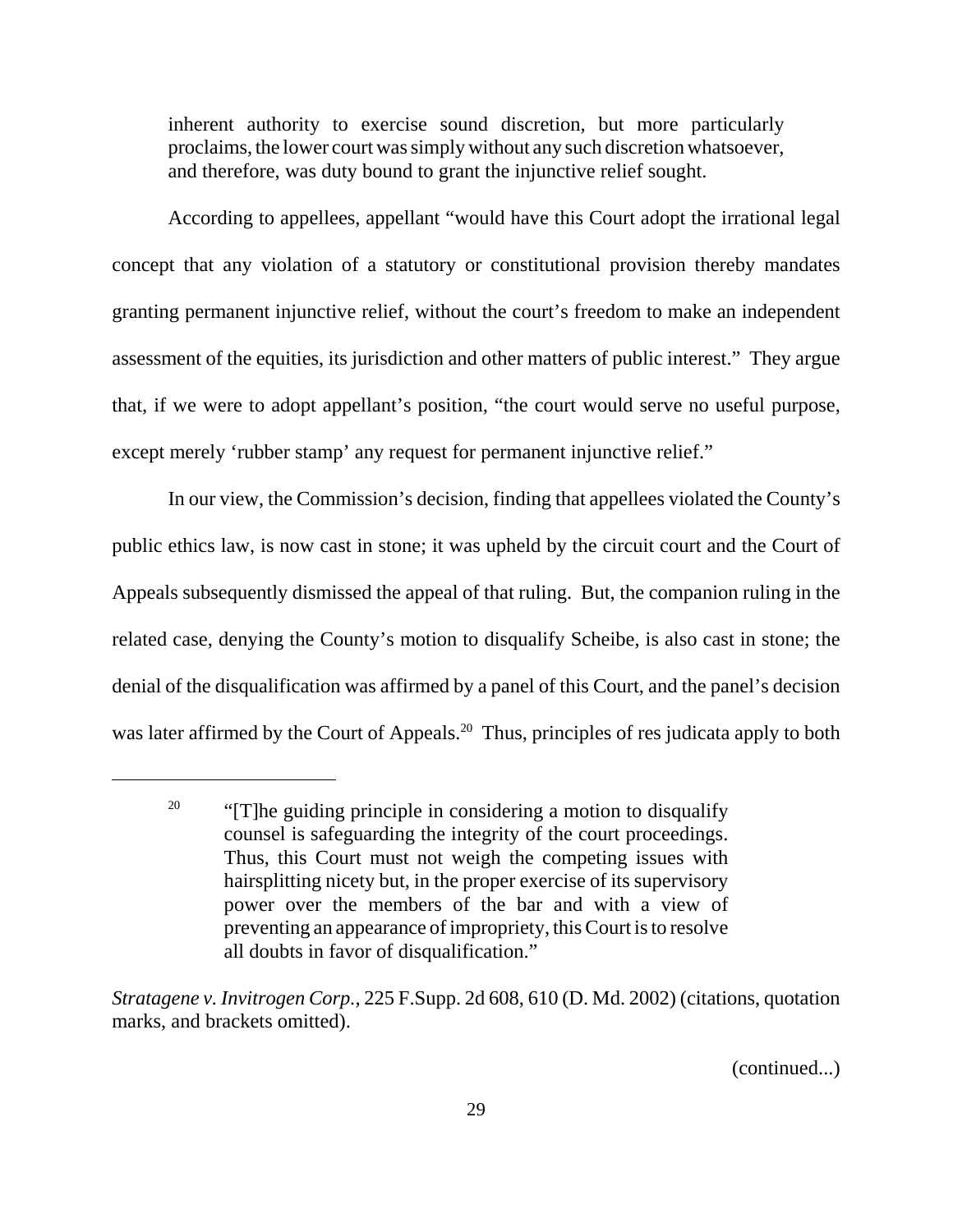> inherent authority to exercise sound discretion, but more particularly proclaims, the lower court was simply without any such discretion whatsoever, and therefore, was duty bound to grant the injunctive relief sought.

According to appellees, appellant "would have this Court adopt the irrational legal concept that any violation of a statutory or constitutional provision thereby mandates granting permanent injunctive relief, without the court's freedom to make an independent assessment of the equities, its jurisdiction and other matters of public interest." They argue that, if we were to adopt appellant's position, "the court would serve no useful purpose, except merely 'rubber stamp' any request for permanent injunctive relief."

In our view, the Commission's decision, finding that appellees violated the County's public ethics law, is now cast in stone; it was upheld by the circuit court and the Court of Appeals subsequently dismissed the appeal of that ruling. But, the companion ruling in the related case, denying the County's motion to disqualify Scheibe, is also cast in stone; the denial of the disqualification was affirmed by a panel of this Court, and the panel's decision was later affirmed by the Court of Appeals.[20] Thus, principles of res judicata apply to both

---

[20] > "[T]he guiding principle in considering a motion to disqualify counsel is safeguarding the integrity of the court proceedings. Thus, this Court must not weigh the competing issues with hairsplitting nicety but, in the proper exercise of its supervisory power over the members of the bar and with a view of preventing an appearance of impropriety, this Court is to resolve all doubts in favor of disqualification."

*Stratagene v. Invitrogen Corp.*, 225 F.Supp. 2d 608, 610 (D. Md. 2002) (citations, quotation marks, and brackets omitted).

(continued...)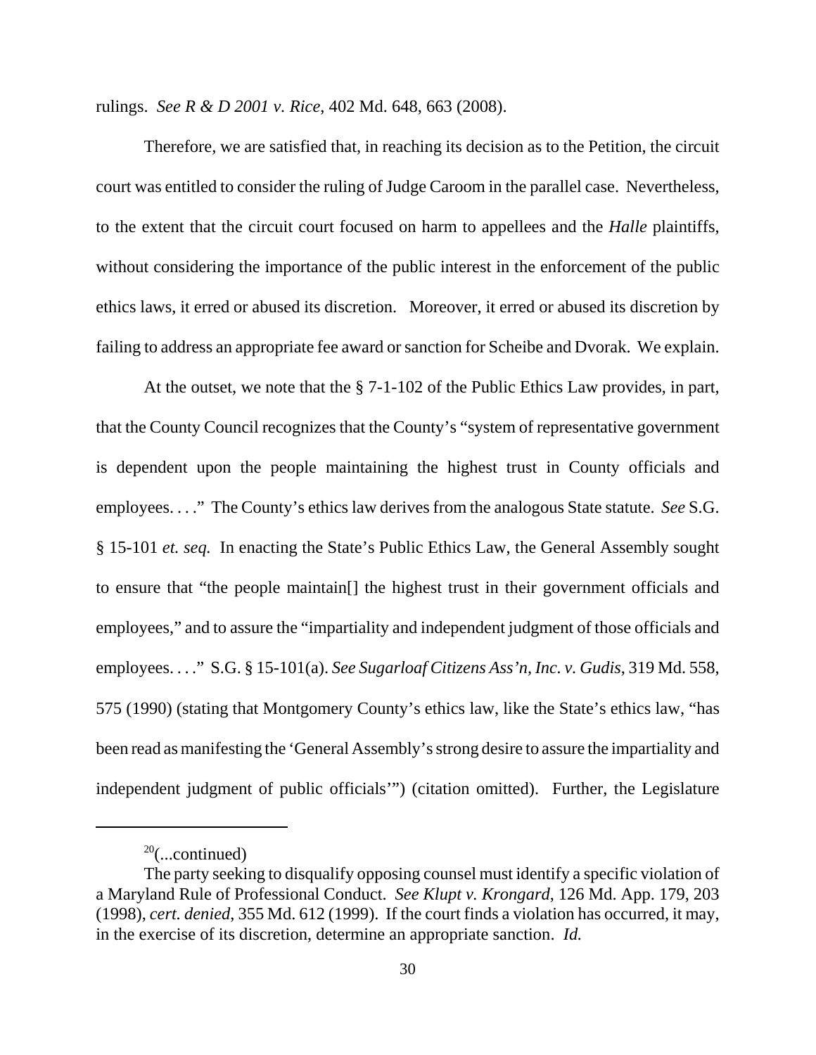rulings. *See R & D 2001 v. Rice*, 402 Md. 648, 663 (2008).

Therefore, we are satisfied that, in reaching its decision as to the Petition, the circuit court was entitled to consider the ruling of Judge Caroom in the parallel case. Nevertheless, to the extent that the circuit court focused on harm to appellees and the *Halle* plaintiffs, without considering the importance of the public interest in the enforcement of the public ethics laws, it erred or abused its discretion. Moreover, it erred or abused its discretion by failing to address an appropriate fee award or sanction for Scheibe and Dvorak. We explain.

At the outset, we note that the § 7-1-102 of the Public Ethics Law provides, in part, that the County Council recognizes that the County's "system of representative government is dependent upon the people maintaining the highest trust in County officials and employees. . . ." The County's ethics law derives from the analogous State statute. *See* S.G. § 15-101 *et. seq.* In enacting the State's Public Ethics Law, the General Assembly sought to ensure that "the people maintain[] the highest trust in their government officials and employees," and to assure the "impartiality and independent judgment of those officials and employees. . . ." S.G. § 15-101(a). *See Sugarloaf Citizens Ass'n, Inc. v. Gudis*, 319 Md. 558, 575 (1990) (stating that Montgomery County's ethics law, like the State's ethics law, "has been read as manifesting the 'General Assembly's strong desire to assure the impartiality and independent judgment of public officials'") (citation omitted). Further, the Legislature

---

[20](...continued)

The party seeking to disqualify opposing counsel must identify a specific violation of a Maryland Rule of Professional Conduct. *See Klupt v. Krongard*, 126 Md. App. 179, 203 (1998), *cert. denied*, 355 Md. 612 (1999). If the court finds a violation has occurred, it may, in the exercise of its discretion, determine an appropriate sanction. *Id.*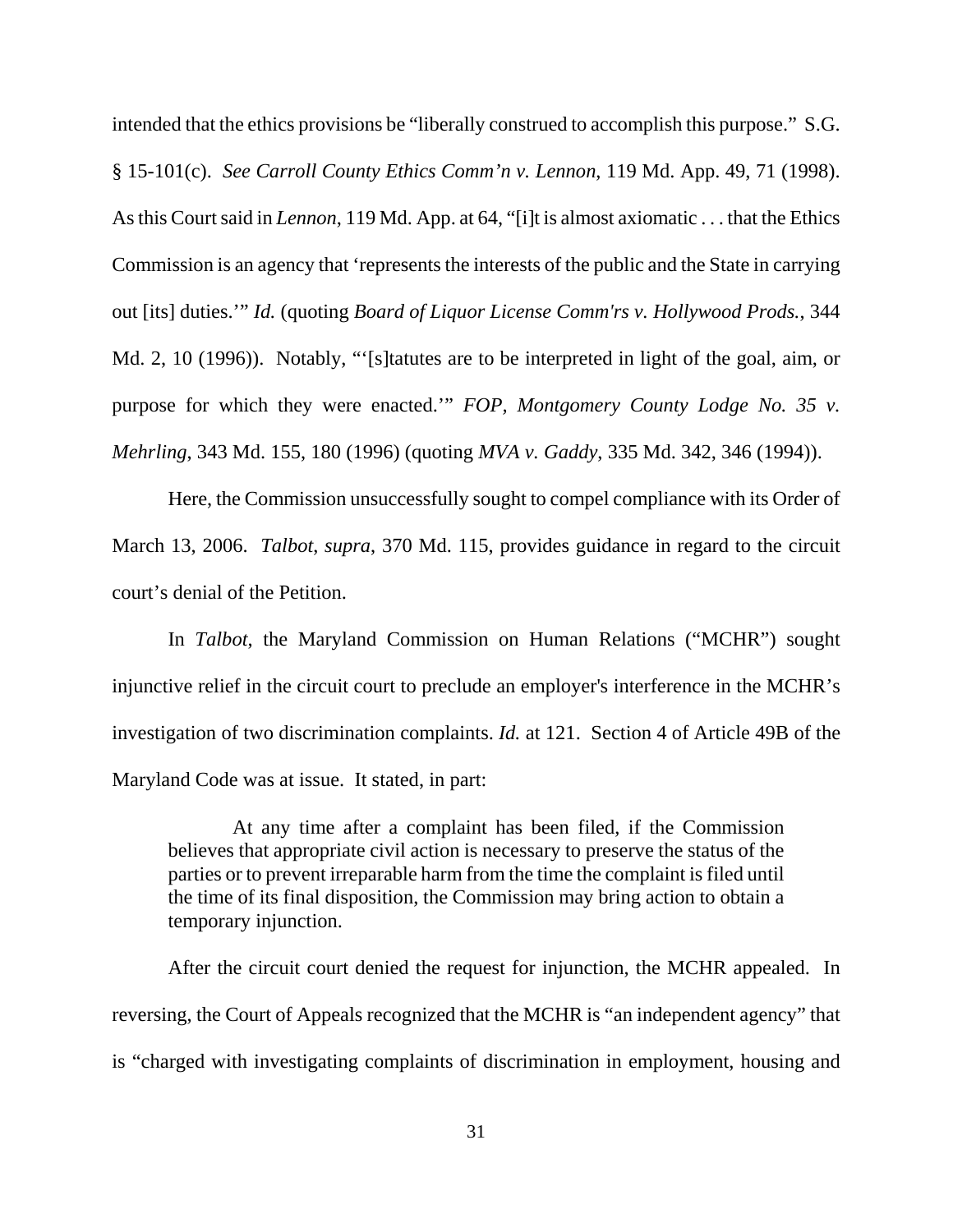intended that the ethics provisions be "liberally construed to accomplish this purpose." S.G. § 15-101(c). *See Carroll County Ethics Comm'n v. Lennon*, 119 Md. App. 49, 71 (1998). As this Court said in *Lennon*, 119 Md. App. at 64, "[i]t is almost axiomatic . . . that the Ethics Commission is an agency that 'represents the interests of the public and the State in carrying out [its] duties.'" *Id.* (quoting *Board of Liquor License Comm'rs v. Hollywood Prods.*, 344 Md. 2, 10 (1996)). Notably, "'[s]tatutes are to be interpreted in light of the goal, aim, or purpose for which they were enacted.'" *FOP, Montgomery County Lodge No. 35 v. Mehrling*, 343 Md. 155, 180 (1996) (quoting *MVA v. Gaddy*, 335 Md. 342, 346 (1994)).

Here, the Commission unsuccessfully sought to compel compliance with its Order of March 13, 2006. *Talbot*, *supra*, 370 Md. 115, provides guidance in regard to the circuit court's denial of the Petition.

In *Talbot*, the Maryland Commission on Human Relations ("MCHR") sought injunctive relief in the circuit court to preclude an employer's interference in the MCHR's investigation of two discrimination complaints. *Id.* at 121. Section 4 of Article 49B of the Maryland Code was at issue. It stated, in part:

> At any time after a complaint has been filed, if the Commission believes that appropriate civil action is necessary to preserve the status of the parties or to prevent irreparable harm from the time the complaint is filed until the time of its final disposition, the Commission may bring action to obtain a temporary injunction.

After the circuit court denied the request for injunction, the MCHR appealed. In reversing, the Court of Appeals recognized that the MCHR is "an independent agency" that is "charged with investigating complaints of discrimination in employment, housing and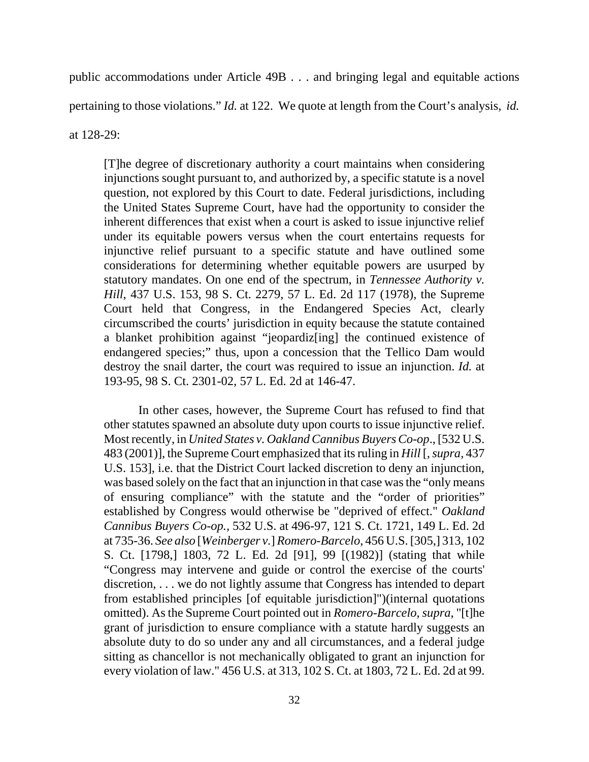public accommodations under Article 49B . . . and bringing legal and equitable actions pertaining to those violations." *Id.* at 122. We quote at length from the Court's analysis, *id.* at 128-29:

> [T]he degree of discretionary authority a court maintains when considering injunctions sought pursuant to, and authorized by, a specific statute is a novel question, not explored by this Court to date. Federal jurisdictions, including the United States Supreme Court, have had the opportunity to consider the inherent differences that exist when a court is asked to issue injunctive relief under its equitable powers versus when the court entertains requests for injunctive relief pursuant to a specific statute and have outlined some considerations for determining whether equitable powers are usurped by statutory mandates. On one end of the spectrum, in *Tennessee Authority v. Hill*, 437 U.S. 153, 98 S. Ct. 2279, 57 L. Ed. 2d 117 (1978), the Supreme Court held that Congress, in the Endangered Species Act, clearly circumscribed the courts' jurisdiction in equity because the statute contained a blanket prohibition against "jeopardiz[ing] the continued existence of endangered species;" thus, upon a concession that the Tellico Dam would destroy the snail darter, the court was required to issue an injunction. *Id.* at 193-95, 98 S. Ct. 2301-02, 57 L. Ed. 2d at 146-47.
>
> In other cases, however, the Supreme Court has refused to find that other statutes spawned an absolute duty upon courts to issue injunctive relief. Most recently, in *United States v. Oakland Cannibus Buyers Co-op*., [532 U.S. 483 (2001)], the Supreme Court emphasized that its ruling in *Hill* [, *supra*, 437 U.S. 153], i.e. that the District Court lacked discretion to deny an injunction, was based solely on the fact that an injunction in that case was the "only means of ensuring compliance" with the statute and the "order of priorities" established by Congress would otherwise be "deprived of effect." *Oakland Cannibus Buyers Co-op.*, 532 U.S. at 496-97, 121 S. Ct. 1721, 149 L. Ed. 2d at 735-36. *See also* [*Weinberger v.*] *Romero-Barcelo*, 456 U.S. [305,] 313, 102 S. Ct. [1798,] 1803, 72 L. Ed. 2d [91], 99 [(1982)] (stating that while "Congress may intervene and guide or control the exercise of the courts' discretion, . . . we do not lightly assume that Congress has intended to depart from established principles [of equitable jurisdiction]")(internal quotations omitted). As the Supreme Court pointed out in *Romero-Barcelo, supra*, "[t]he grant of jurisdiction to ensure compliance with a statute hardly suggests an absolute duty to do so under any and all circumstances, and a federal judge sitting as chancellor is not mechanically obligated to grant an injunction for every violation of law." 456 U.S. at 313, 102 S. Ct. at 1803, 72 L. Ed. 2d at 99.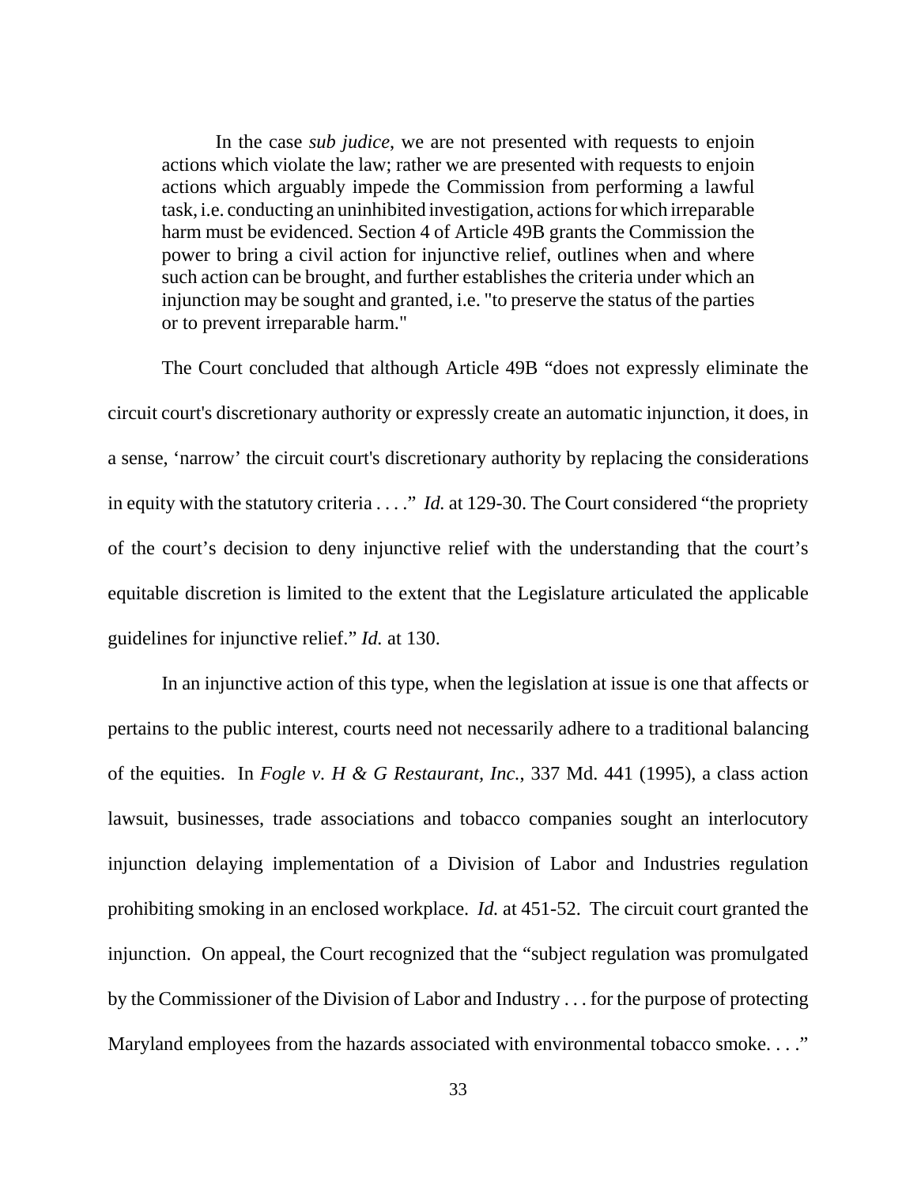> In the case *sub judice*, we are not presented with requests to enjoin actions which violate the law; rather we are presented with requests to enjoin actions which arguably impede the Commission from performing a lawful task, i.e. conducting an uninhibited investigation, actions for which irreparable harm must be evidenced. Section 4 of Article 49B grants the Commission the power to bring a civil action for injunctive relief, outlines when and where such action can be brought, and further establishes the criteria under which an injunction may be sought and granted, i.e. "to preserve the status of the parties or to prevent irreparable harm."

The Court concluded that although Article 49B "does not expressly eliminate the circuit court's discretionary authority or expressly create an automatic injunction, it does, in a sense, 'narrow' the circuit court's discretionary authority by replacing the considerations in equity with the statutory criteria . . . ." *Id.* at 129-30. The Court considered "the propriety of the court's decision to deny injunctive relief with the understanding that the court's equitable discretion is limited to the extent that the Legislature articulated the applicable guidelines for injunctive relief." *Id.* at 130.

In an injunctive action of this type, when the legislation at issue is one that affects or pertains to the public interest, courts need not necessarily adhere to a traditional balancing of the equities. In *Fogle v. H & G Restaurant, Inc.*, 337 Md. 441 (1995), a class action lawsuit, businesses, trade associations and tobacco companies sought an interlocutory injunction delaying implementation of a Division of Labor and Industries regulation prohibiting smoking in an enclosed workplace. *Id.* at 451-52. The circuit court granted the injunction. On appeal, the Court recognized that the "subject regulation was promulgated by the Commissioner of the Division of Labor and Industry . . . for the purpose of protecting Maryland employees from the hazards associated with environmental tobacco smoke. . . ."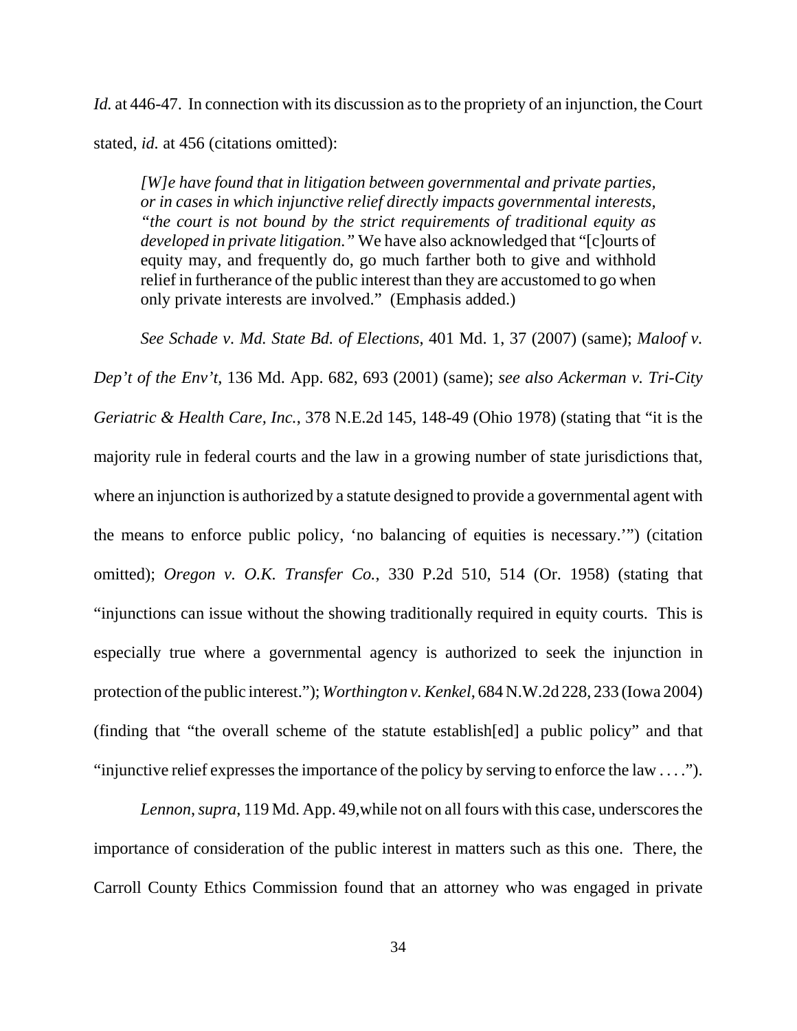*Id.* at 446-47. In connection with its discussion as to the propriety of an injunction, the Court stated, *id.* at 456 (citations omitted):

> *[W]e have found that in litigation between governmental and private parties, or in cases in which injunctive relief directly impacts governmental interests, "the court is not bound by the strict requirements of traditional equity as developed in private litigation."* We have also acknowledged that "[c]ourts of equity may, and frequently do, go much farther both to give and withhold relief in furtherance of the public interest than they are accustomed to go when only private interests are involved." (Emphasis added.)

*See Schade v. Md. State Bd. of Elections*, 401 Md. 1, 37 (2007) (same); *Maloof v. Dep't of the Env't*, 136 Md. App. 682, 693 (2001) (same); *see also Ackerman v. Tri-City Geriatric & Health Care, Inc.*, 378 N.E.2d 145, 148-49 (Ohio 1978) (stating that "it is the majority rule in federal courts and the law in a growing number of state jurisdictions that, where an injunction is authorized by a statute designed to provide a governmental agent with the means to enforce public policy, 'no balancing of equities is necessary.'") (citation omitted); *Oregon v. O.K. Transfer Co.*, 330 P.2d 510, 514 (Or. 1958) (stating that "injunctions can issue without the showing traditionally required in equity courts. This is especially true where a governmental agency is authorized to seek the injunction in protection of the public interest."); *Worthington v. Kenkel*, 684 N.W.2d 228, 233 (Iowa 2004) (finding that "the overall scheme of the statute establish[ed] a public policy" and that "injunctive relief expresses the importance of the policy by serving to enforce the law . . . .").

*Lennon*, *supra*, 119 Md. App. 49, while not on all fours with this case, underscores the importance of consideration of the public interest in matters such as this one. There, the Carroll County Ethics Commission found that an attorney who was engaged in private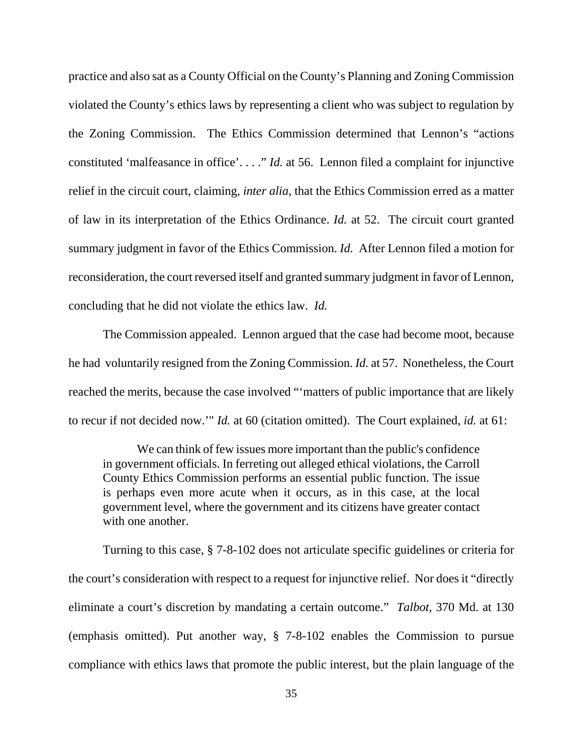practice and also sat as a County Official on the County's Planning and Zoning Commission violated the County's ethics laws by representing a client who was subject to regulation by the Zoning Commission. The Ethics Commission determined that Lennon's "actions constituted 'malfeasance in office'. . . ." *Id.* at 56. Lennon filed a complaint for injunctive relief in the circuit court, claiming, *inter alia*, that the Ethics Commission erred as a matter of law in its interpretation of the Ethics Ordinance. *Id.* at 52. The circuit court granted summary judgment in favor of the Ethics Commission. *Id.* After Lennon filed a motion for reconsideration, the court reversed itself and granted summary judgment in favor of Lennon, concluding that he did not violate the ethics law. *Id.*

The Commission appealed. Lennon argued that the case had become moot, because he had voluntarily resigned from the Zoning Commission. *Id.* at 57. Nonetheless, the Court reached the merits, because the case involved "'matters of public importance that are likely to recur if not decided now.'" *Id.* at 60 (citation omitted). The Court explained, *id.* at 61:

> We can think of few issues more important than the public's confidence in government officials. In ferreting out alleged ethical violations, the Carroll County Ethics Commission performs an essential public function. The issue is perhaps even more acute when it occurs, as in this case, at the local government level, where the government and its citizens have greater contact with one another.

Turning to this case, § 7-8-102 does not articulate specific guidelines or criteria for the court's consideration with respect to a request for injunctive relief. Nor does it "directly eliminate a court's discretion by mandating a certain outcome." *Talbot*, 370 Md. at 130 (emphasis omitted). Put another way, § 7-8-102 enables the Commission to pursue compliance with ethics laws that promote the public interest, but the plain language of the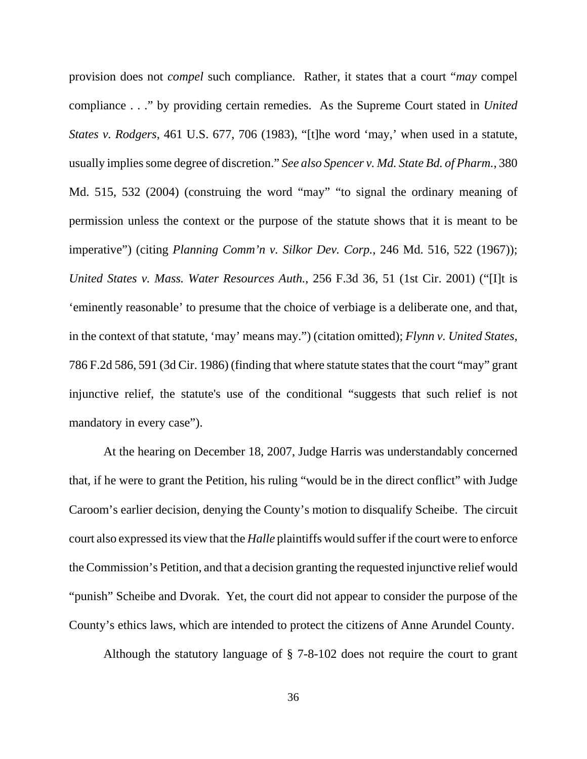provision does not *compel* such compliance. Rather, it states that a court "*may* compel compliance . . ." by providing certain remedies. As the Supreme Court stated in *United States v. Rodgers*, 461 U.S. 677, 706 (1983), "[t]he word 'may,' when used in a statute, usually implies some degree of discretion." *See also Spencer v. Md. State Bd. of Pharm.*, 380 Md. 515, 532 (2004) (construing the word "may" "to signal the ordinary meaning of permission unless the context or the purpose of the statute shows that it is meant to be imperative") (citing *Planning Comm'n v. Silkor Dev. Corp.*, 246 Md. 516, 522 (1967)); *United States v. Mass. Water Resources Auth.*, 256 F.3d 36, 51 (1st Cir. 2001) ("[I]t is 'eminently reasonable' to presume that the choice of verbiage is a deliberate one, and that, in the context of that statute, 'may' means may.") (citation omitted); *Flynn v. United States*, 786 F.2d 586, 591 (3d Cir. 1986) (finding that where statute states that the court "may" grant injunctive relief, the statute's use of the conditional "suggests that such relief is not mandatory in every case").

At the hearing on December 18, 2007, Judge Harris was understandably concerned that, if he were to grant the Petition, his ruling "would be in the direct conflict" with Judge Caroom's earlier decision, denying the County's motion to disqualify Scheibe. The circuit court also expressed its view that the *Halle* plaintiffs would suffer if the court were to enforce the Commission's Petition, and that a decision granting the requested injunctive relief would "punish" Scheibe and Dvorak. Yet, the court did not appear to consider the purpose of the County's ethics laws, which are intended to protect the citizens of Anne Arundel County.

Although the statutory language of § 7-8-102 does not require the court to grant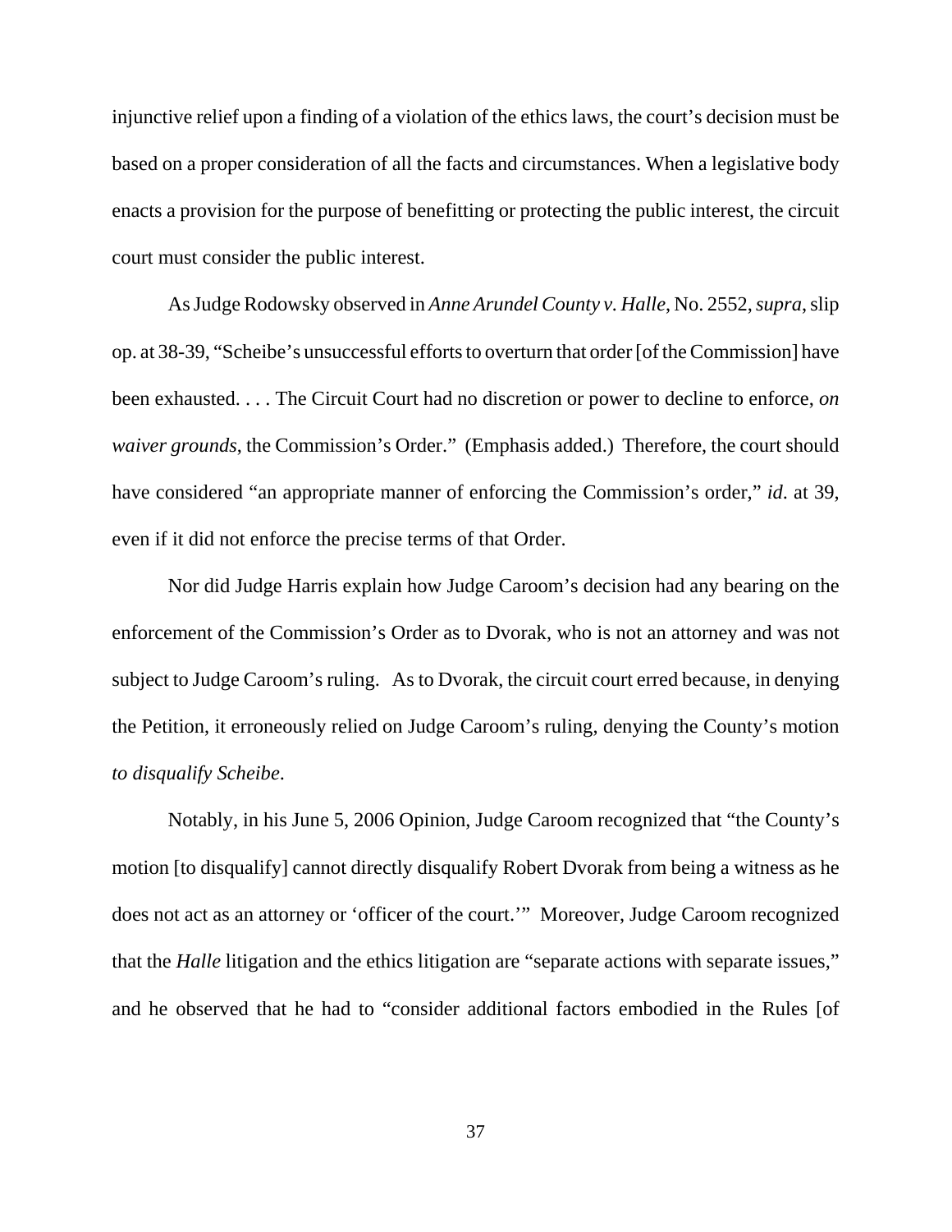injunctive relief upon a finding of a violation of the ethics laws, the court's decision must be based on a proper consideration of all the facts and circumstances. When a legislative body enacts a provision for the purpose of benefitting or protecting the public interest, the circuit court must consider the public interest.

As Judge Rodowsky observed in *Anne Arundel County v. Halle*, No. 2552, *supra*, slip op. at 38-39, "Scheibe's unsuccessful efforts to overturn that order [of the Commission] have been exhausted. . . . The Circuit Court had no discretion or power to decline to enforce, *on waiver grounds*, the Commission's Order." (Emphasis added.) Therefore, the court should have considered "an appropriate manner of enforcing the Commission's order," *id*. at 39, even if it did not enforce the precise terms of that Order.

Nor did Judge Harris explain how Judge Caroom's decision had any bearing on the enforcement of the Commission's Order as to Dvorak, who is not an attorney and was not subject to Judge Caroom's ruling. As to Dvorak, the circuit court erred because, in denying the Petition, it erroneously relied on Judge Caroom's ruling, denying the County's motion *to disqualify Scheibe*.

Notably, in his June 5, 2006 Opinion, Judge Caroom recognized that "the County's motion [to disqualify] cannot directly disqualify Robert Dvorak from being a witness as he does not act as an attorney or 'officer of the court.'" Moreover, Judge Caroom recognized that the *Halle* litigation and the ethics litigation are "separate actions with separate issues," and he observed that he had to "consider additional factors embodied in the Rules [of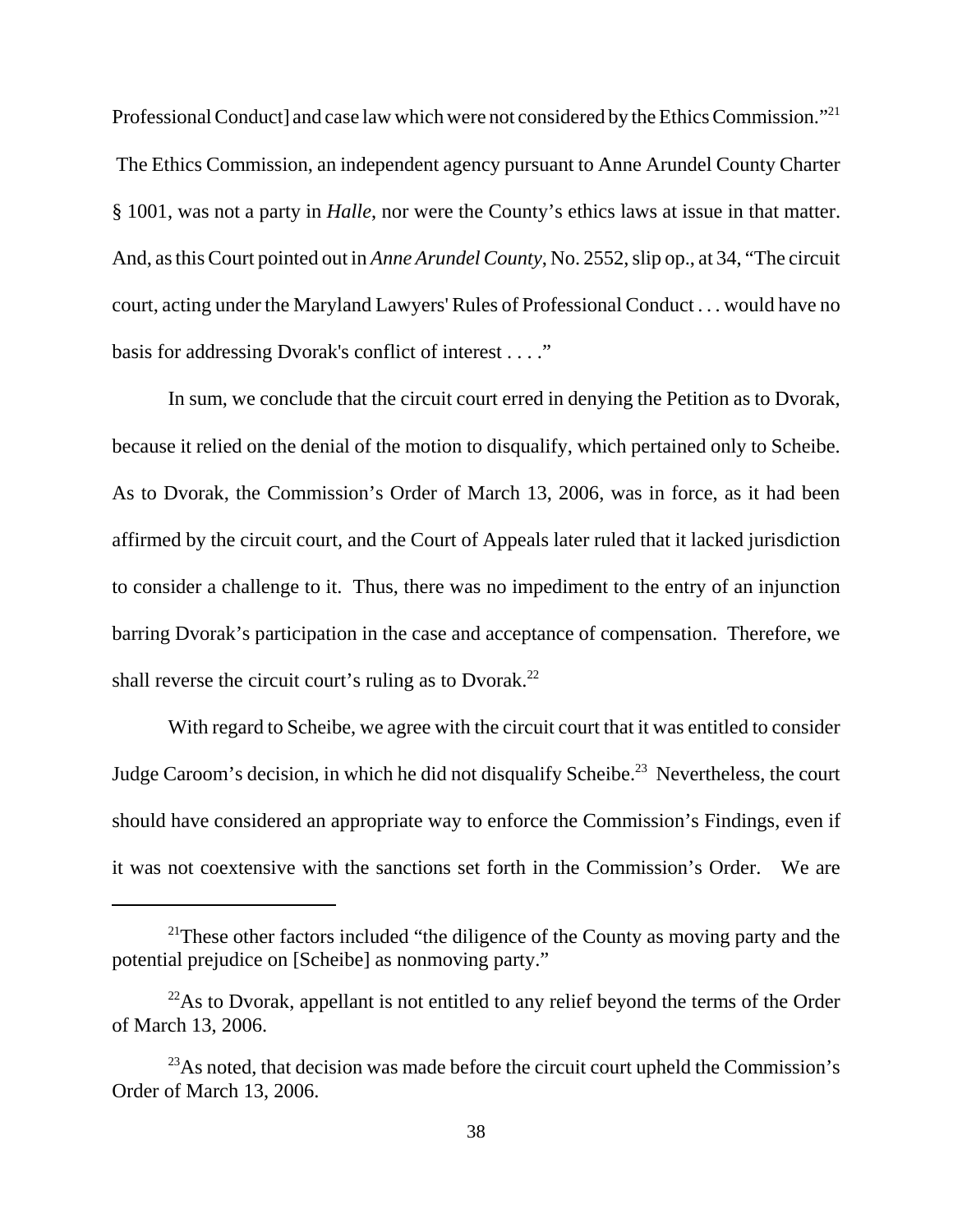Professional Conduct] and case law which were not considered by the Ethics Commission."[21] The Ethics Commission, an independent agency pursuant to Anne Arundel County Charter § 1001, was not a party in *Halle*, nor were the County's ethics laws at issue in that matter. And, as this Court pointed out in *Anne Arundel County*, No. 2552, slip op., at 34, "The circuit court, acting under the Maryland Lawyers' Rules of Professional Conduct . . . would have no basis for addressing Dvorak's conflict of interest . . . ."

In sum, we conclude that the circuit court erred in denying the Petition as to Dvorak, because it relied on the denial of the motion to disqualify, which pertained only to Scheibe. As to Dvorak, the Commission's Order of March 13, 2006, was in force, as it had been affirmed by the circuit court, and the Court of Appeals later ruled that it lacked jurisdiction to consider a challenge to it. Thus, there was no impediment to the entry of an injunction barring Dvorak's participation in the case and acceptance of compensation. Therefore, we shall reverse the circuit court's ruling as to Dvorak.[22]

With regard to Scheibe, we agree with the circuit court that it was entitled to consider Judge Caroom's decision, in which he did not disqualify Scheibe.[23] Nevertheless, the court should have considered an appropriate way to enforce the Commission's Findings, even if it was not coextensive with the sanctions set forth in the Commission's Order. We are

---

[21]These other factors included "the diligence of the County as moving party and the potential prejudice on [Scheibe] as nonmoving party."

[22]As to Dvorak, appellant is not entitled to any relief beyond the terms of the Order of March 13, 2006.

[23]As noted, that decision was made before the circuit court upheld the Commission's Order of March 13, 2006.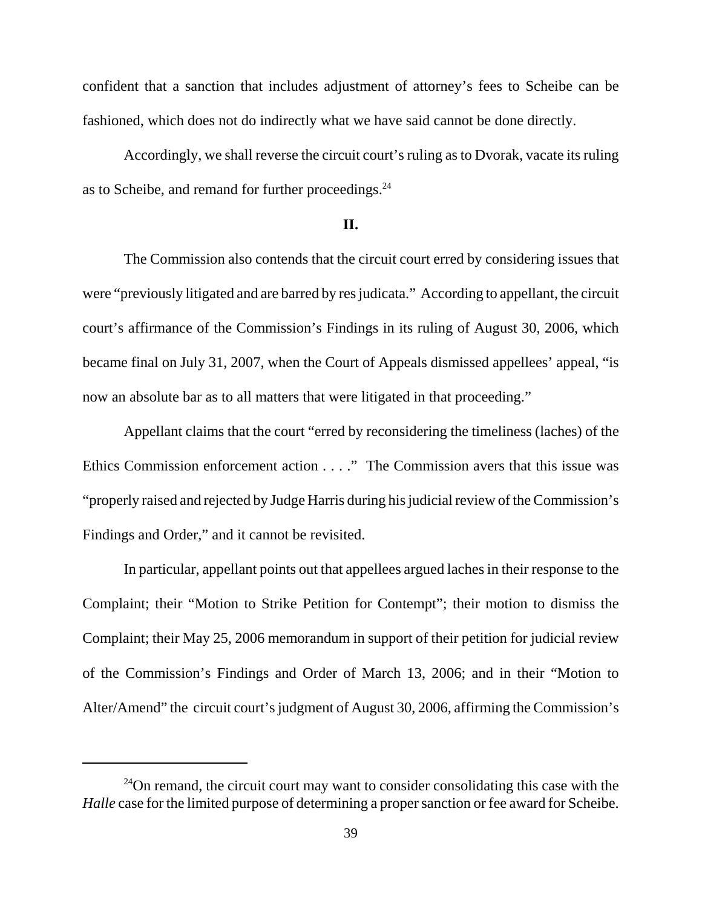confident that a sanction that includes adjustment of attorney's fees to Scheibe can be fashioned, which does not do indirectly what we have said cannot be done directly.

Accordingly, we shall reverse the circuit court's ruling as to Dvorak, vacate its ruling as to Scheibe, and remand for further proceedings.[24]

**II.**

The Commission also contends that the circuit court erred by considering issues that were "previously litigated and are barred by res judicata." According to appellant, the circuit court's affirmance of the Commission's Findings in its ruling of August 30, 2006, which became final on July 31, 2007, when the Court of Appeals dismissed appellees' appeal, "is now an absolute bar as to all matters that were litigated in that proceeding."

Appellant claims that the court "erred by reconsidering the timeliness (laches) of the Ethics Commission enforcement action . . . ." The Commission avers that this issue was "properly raised and rejected by Judge Harris during his judicial review of the Commission's Findings and Order," and it cannot be revisited.

In particular, appellant points out that appellees argued laches in their response to the Complaint; their "Motion to Strike Petition for Contempt"; their motion to dismiss the Complaint; their May 25, 2006 memorandum in support of their petition for judicial review of the Commission's Findings and Order of March 13, 2006; and in their "Motion to Alter/Amend" the circuit court's judgment of August 30, 2006, affirming the Commission's

---

[24]On remand, the circuit court may want to consider consolidating this case with the *Halle* case for the limited purpose of determining a proper sanction or fee award for Scheibe.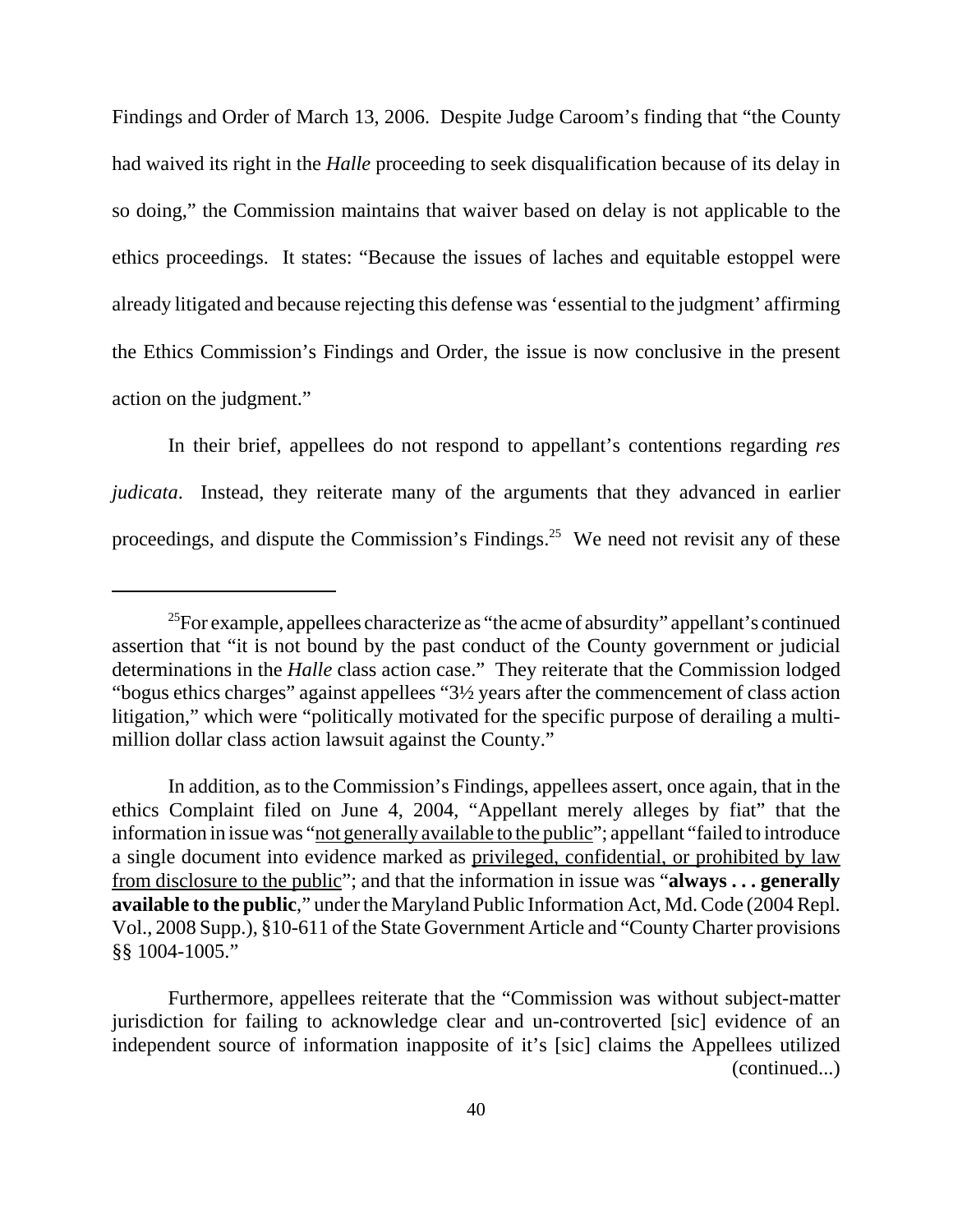Findings and Order of March 13, 2006. Despite Judge Caroom's finding that "the County had waived its right in the *Halle* proceeding to seek disqualification because of its delay in so doing," the Commission maintains that waiver based on delay is not applicable to the ethics proceedings. It states: "Because the issues of laches and equitable estoppel were already litigated and because rejecting this defense was 'essential to the judgment' affirming the Ethics Commission's Findings and Order, the issue is now conclusive in the present action on the judgment."

In their brief, appellees do not respond to appellant's contentions regarding *res judicata*. Instead, they reiterate many of the arguments that they advanced in earlier proceedings, and dispute the Commission's Findings.[25] We need not revisit any of these

---

[25] For example, appellees characterize as "the acme of absurdity" appellant's continued assertion that "it is not bound by the past conduct of the County government or judicial determinations in the *Halle* class action case." They reiterate that the Commission lodged "bogus ethics charges" against appellees "3½ years after the commencement of class action litigation," which were "politically motivated for the specific purpose of derailing a multi-million dollar class action lawsuit against the County."

In addition, as to the Commission's Findings, appellees assert, once again, that in the ethics Complaint filed on June 4, 2004, "Appellant merely alleges by fiat" that the information in issue was "<u>not generally available to the public</u>"; appellant "failed to introduce a single document into evidence marked as <u>privileged, confidential, or prohibited by law from disclosure to the public</u>"; and that the information in issue was "**always . . . generally available to the public**," under the Maryland Public Information Act, Md. Code (2004 Repl. Vol., 2008 Supp.), §10-611 of the State Government Article and "County Charter provisions §§ 1004-1005."

Furthermore, appellees reiterate that the "Commission was without subject-matter jurisdiction for failing to acknowledge clear and un-controverted [sic] evidence of an independent source of information inapposite of it's [sic] claims the Appellees utilized (continued...)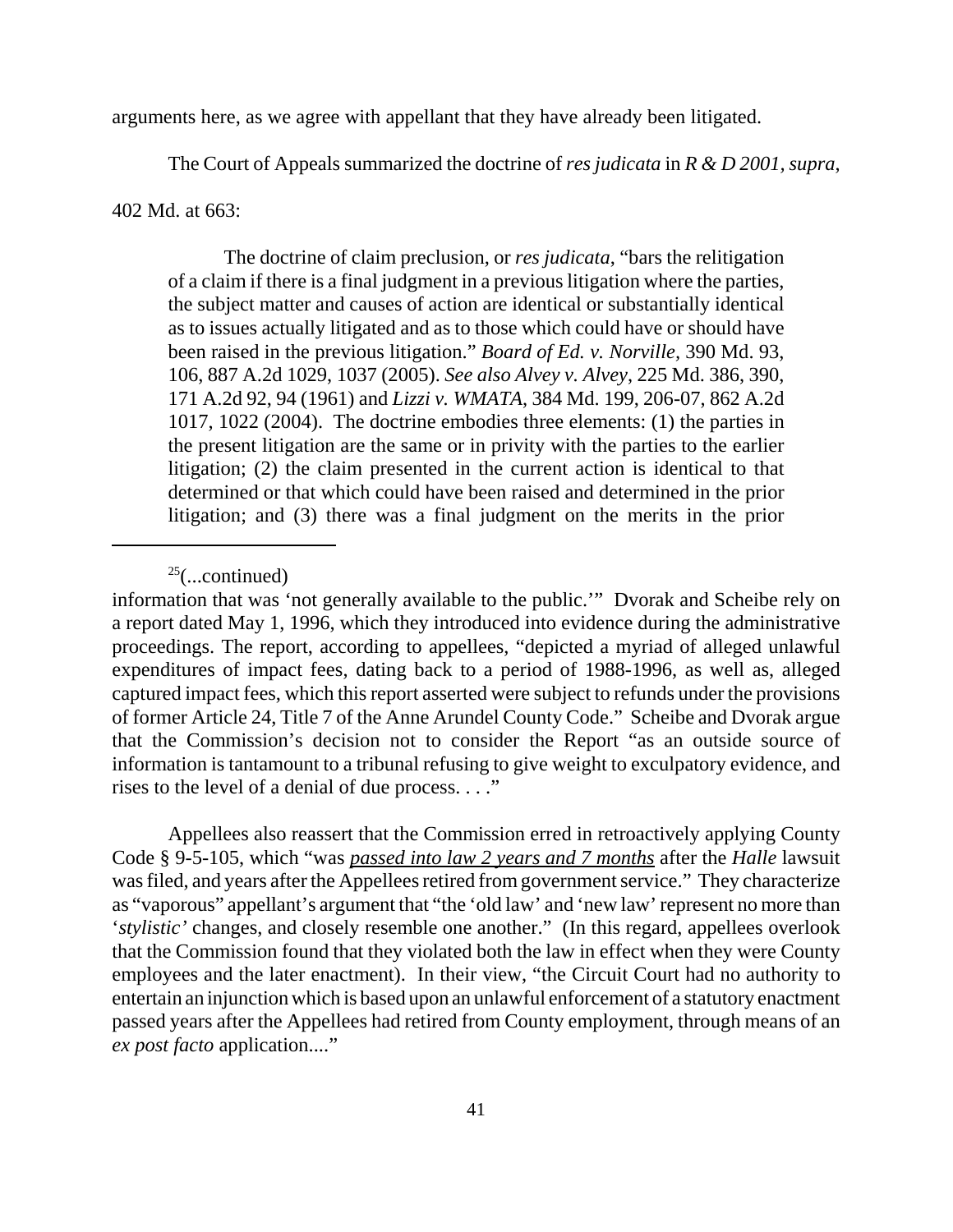arguments here, as we agree with appellant that they have already been litigated.

The Court of Appeals summarized the doctrine of *res judicata* in *R & D 2001, supra*, 402 Md. at 663:

> The doctrine of claim preclusion, or *res judicata*, "bars the relitigation of a claim if there is a final judgment in a previous litigation where the parties, the subject matter and causes of action are identical or substantially identical as to issues actually litigated and as to those which could have or should have been raised in the previous litigation." *Board of Ed. v. Norville*, 390 Md. 93, 106, 887 A.2d 1029, 1037 (2005). *See also Alvey v. Alvey*, 225 Md. 386, 390, 171 A.2d 92, 94 (1961) and *Lizzi v. WMATA*, 384 Md. 199, 206-07, 862 A.2d 1017, 1022 (2004). The doctrine embodies three elements: (1) the parties in the present litigation are the same or in privity with the parties to the earlier litigation; (2) the claim presented in the current action is identical to that determined or that which could have been raised and determined in the prior litigation; and (3) there was a final judgment on the merits in the prior

---

[25](...continued)

information that was 'not generally available to the public.'" Dvorak and Scheibe rely on a report dated May 1, 1996, which they introduced into evidence during the administrative proceedings. The report, according to appellees, "depicted a myriad of alleged unlawful expenditures of impact fees, dating back to a period of 1988-1996, as well as, alleged captured impact fees, which this report asserted were subject to refunds under the provisions of former Article 24, Title 7 of the Anne Arundel County Code." Scheibe and Dvorak argue that the Commission's decision not to consider the Report "as an outside source of information is tantamount to a tribunal refusing to give weight to exculpatory evidence, and rises to the level of a denial of due process. . . ."

Appellees also reassert that the Commission erred in retroactively applying County Code § 9-5-105, which "was ***passed into law 2 years and 7 months*** after the *Halle* lawsuit was filed, and years after the Appellees retired from government service." They characterize as "vaporous" appellant's argument that "the 'old law' and 'new law' represent no more than '*stylistic*' changes, and closely resemble one another." (In this regard, appellees overlook that the Commission found that they violated both the law in effect when they were County employees and the later enactment). In their view, "the Circuit Court had no authority to entertain an injunction which is based upon an unlawful enforcement of a statutory enactment passed years after the Appellees had retired from County employment, through means of an *ex post facto* application...."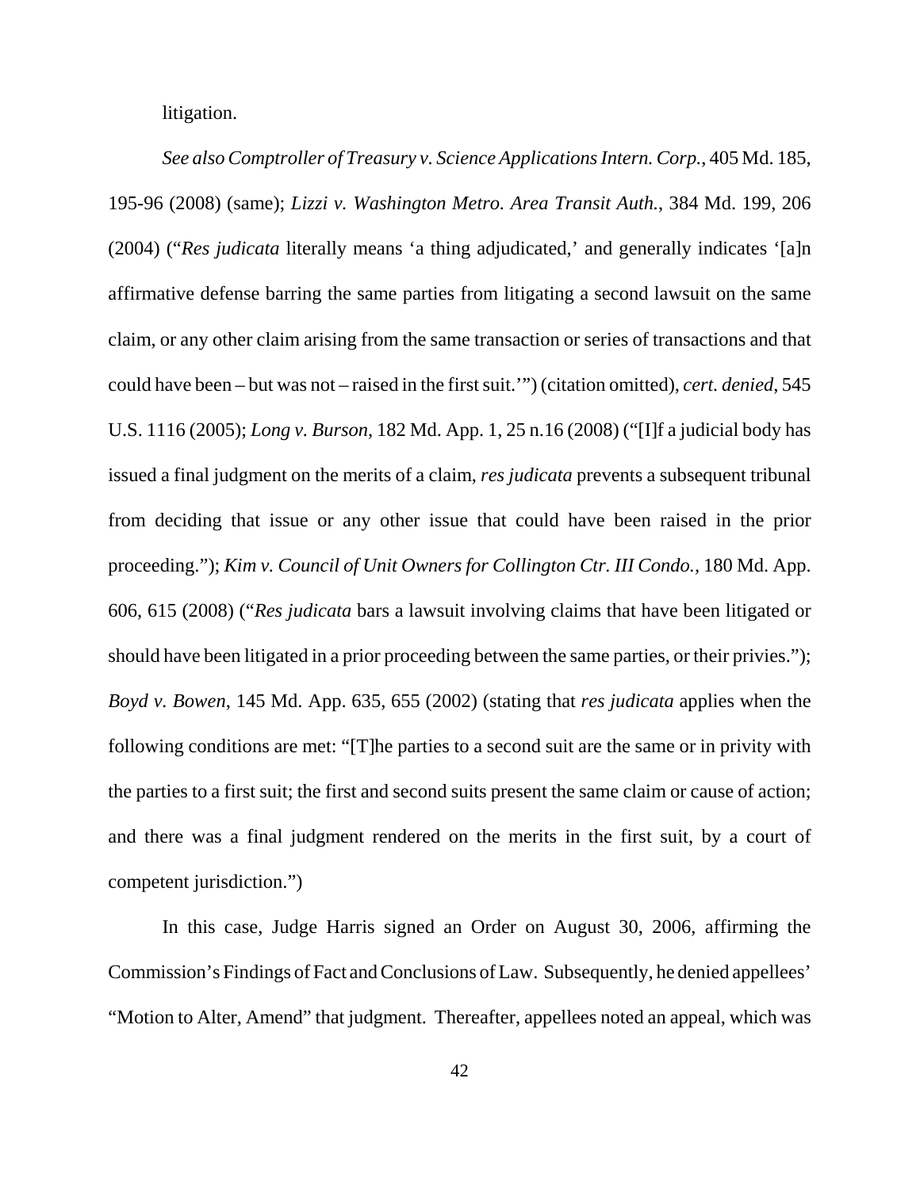litigation.

*See also Comptroller of Treasury v. Science Applications Intern. Corp.*, 405 Md. 185, 195-96 (2008) (same); *Lizzi v. Washington Metro. Area Transit Auth.*, 384 Md. 199, 206 (2004) ("*Res judicata* literally means 'a thing adjudicated,' and generally indicates '[a]n affirmative defense barring the same parties from litigating a second lawsuit on the same claim, or any other claim arising from the same transaction or series of transactions and that could have been – but was not – raised in the first suit.'") (citation omitted), *cert. denied*, 545 U.S. 1116 (2005); *Long v. Burson*, 182 Md. App. 1, 25 n.16 (2008) ("[I]f a judicial body has issued a final judgment on the merits of a claim, *res judicata* prevents a subsequent tribunal from deciding that issue or any other issue that could have been raised in the prior proceeding."); *Kim v. Council of Unit Owners for Collington Ctr. III Condo.*, 180 Md. App. 606, 615 (2008) ("*Res judicata* bars a lawsuit involving claims that have been litigated or should have been litigated in a prior proceeding between the same parties, or their privies."); *Boyd v. Bowen*, 145 Md. App. 635, 655 (2002) (stating that *res judicata* applies when the following conditions are met: "[T]he parties to a second suit are the same or in privity with the parties to a first suit; the first and second suits present the same claim or cause of action; and there was a final judgment rendered on the merits in the first suit, by a court of competent jurisdiction.")

In this case, Judge Harris signed an Order on August 30, 2006, affirming the Commission's Findings of Fact and Conclusions of Law. Subsequently, he denied appellees' "Motion to Alter, Amend" that judgment. Thereafter, appellees noted an appeal, which was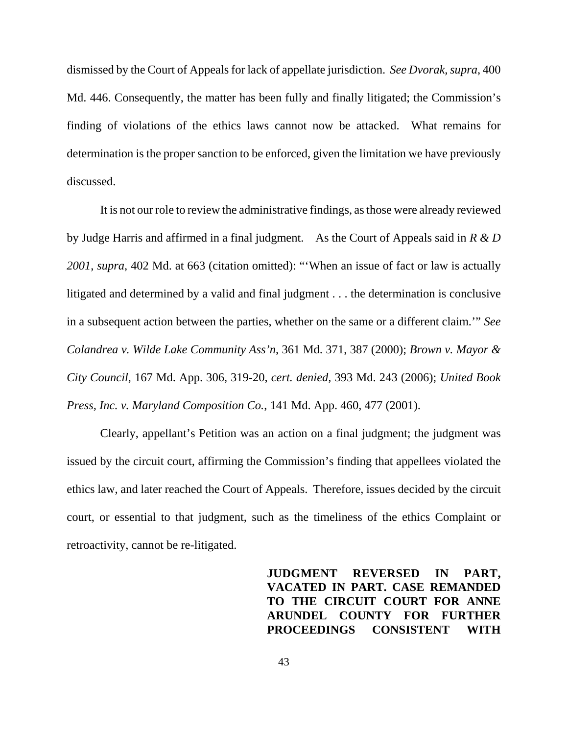dismissed by the Court of Appeals for lack of appellate jurisdiction. *See Dvorak*, *supra*, 400 Md. 446. Consequently, the matter has been fully and finally litigated; the Commission's finding of violations of the ethics laws cannot now be attacked. What remains for determination is the proper sanction to be enforced, given the limitation we have previously discussed.

It is not our role to review the administrative findings, as those were already reviewed by Judge Harris and affirmed in a final judgment. As the Court of Appeals said in *R & D 2001*, *supra*, 402 Md. at 663 (citation omitted): "'When an issue of fact or law is actually litigated and determined by a valid and final judgment . . . the determination is conclusive in a subsequent action between the parties, whether on the same or a different claim.'" *See Colandrea v. Wilde Lake Community Ass'n*, 361 Md. 371, 387 (2000); *Brown v. Mayor & City Council*, 167 Md. App. 306, 319-20, *cert. denied*, 393 Md. 243 (2006); *United Book Press, Inc. v. Maryland Composition Co.*, 141 Md. App. 460, 477 (2001).

Clearly, appellant's Petition was an action on a final judgment; the judgment was issued by the circuit court, affirming the Commission's finding that appellees violated the ethics law, and later reached the Court of Appeals. Therefore, issues decided by the circuit court, or essential to that judgment, such as the timeliness of the ethics Complaint or retroactivity, cannot be re-litigated.

**JUDGMENT REVERSED IN PART, VACATED IN PART. CASE REMANDED TO THE CIRCUIT COURT FOR ANNE ARUNDEL COUNTY FOR FURTHER PROCEEDINGS CONSISTENT WITH**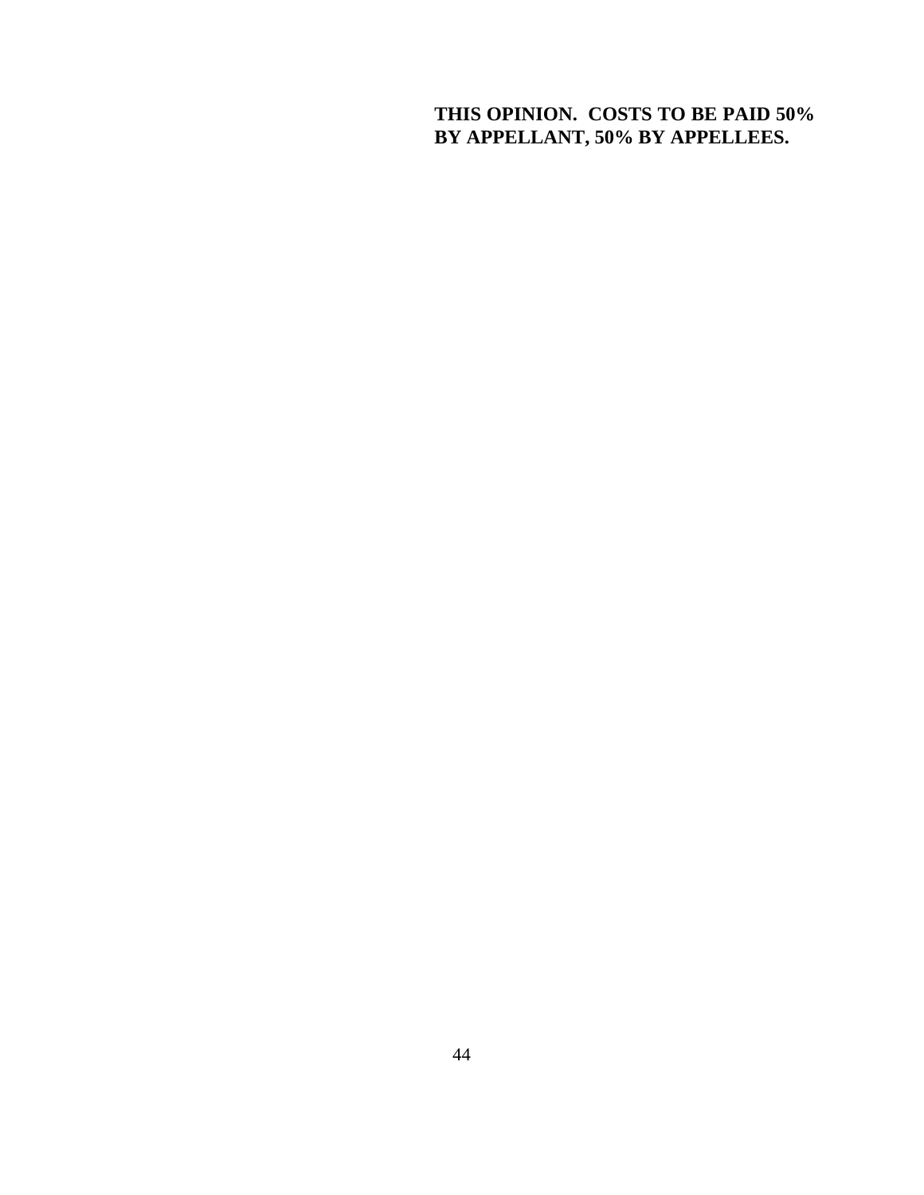**THIS OPINION. COSTS TO BE PAID 50% BY APPELLANT, 50% BY APPELLEES.**